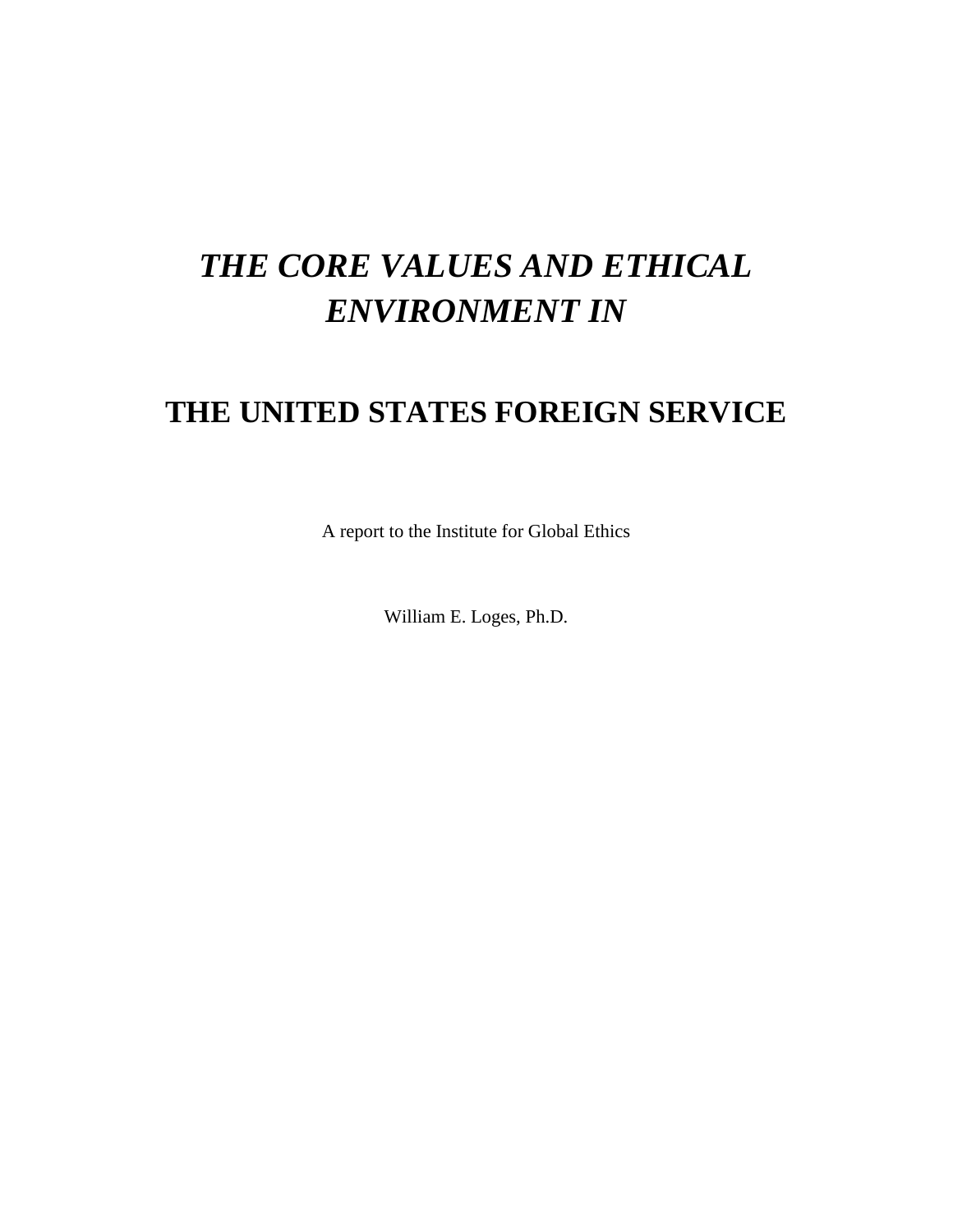# *THE CORE VALUES AND ETHICAL ENVIRONMENT IN*

# THE UNITED STATES FOREIGN SERVICE

A report to the Institute for Global Ethics

William E. Loges, Ph.D.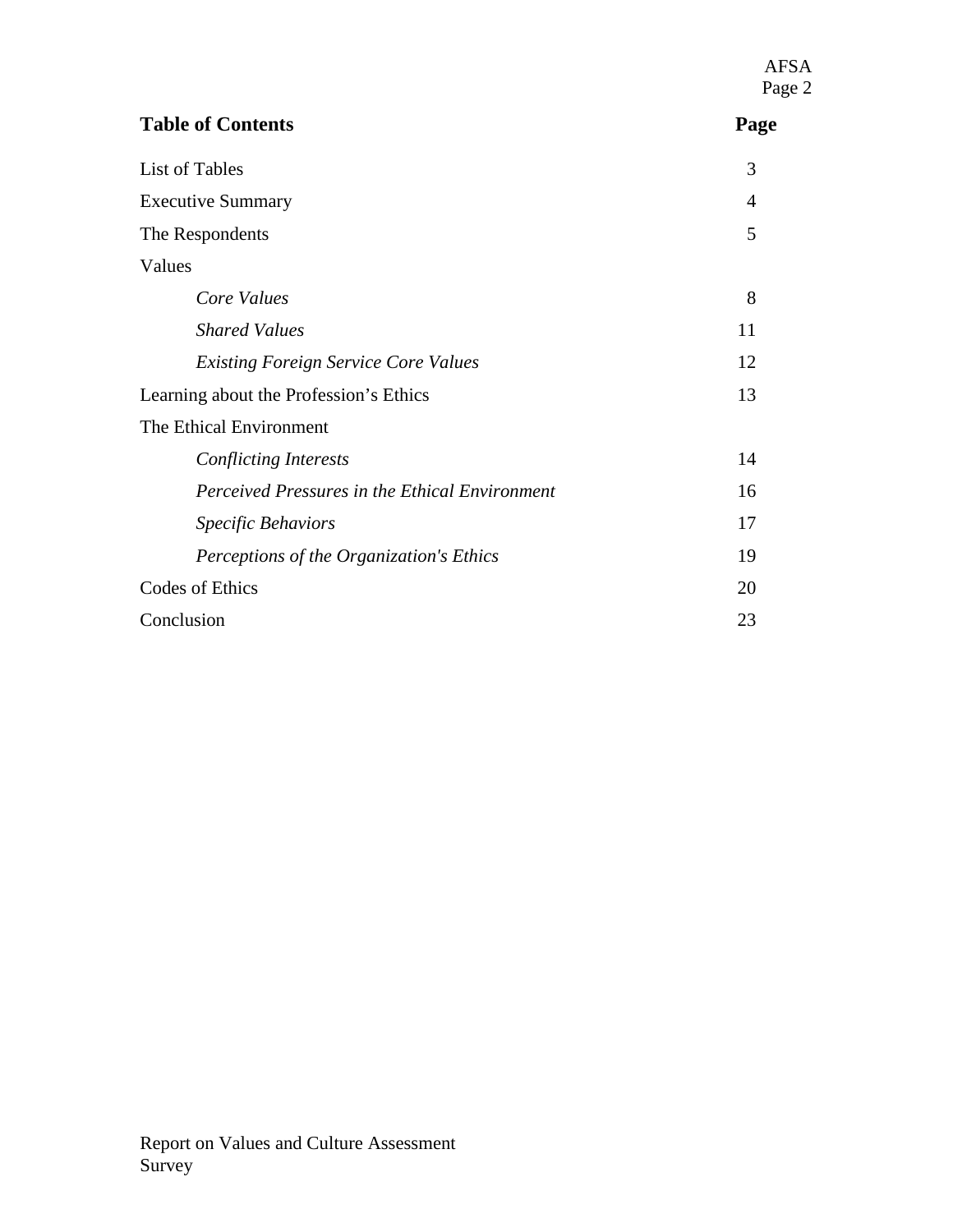## Table of Contents

| | Page |
|---|---|
| List of Tables | 3 |
| Executive Summary | 4 |
| The Respondents | 5 |
| Values | |
| *Core Values* | 8 |
| *Shared Values* | 11 |
| *Existing Foreign Service Core Values* | 12 |
| Learning about the Profession's Ethics | 13 |
| The Ethical Environment | |
| *Conflicting Interests* | 14 |
| *Perceived Pressures in the Ethical Environment* | 16 |
| *Specific Behaviors* | 17 |
| *Perceptions of the Organization's Ethics* | 19 |
| Codes of Ethics | 20 |
| Conclusion | 23 |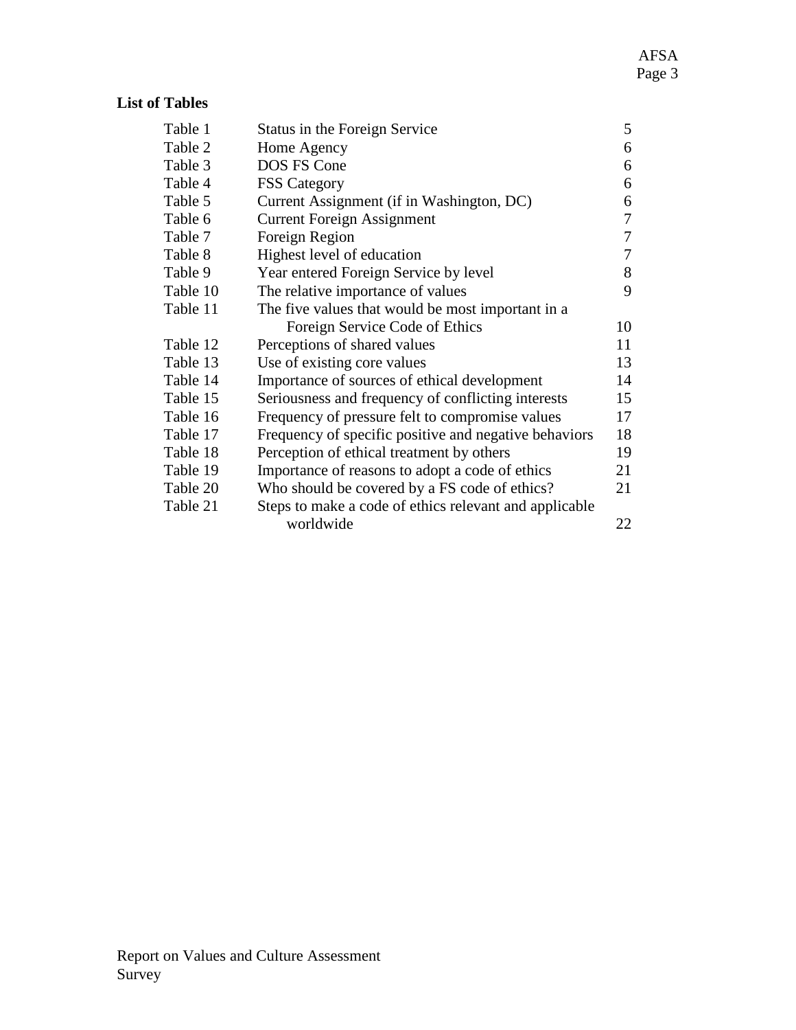**List of Tables**

| | | |
|---|---|---|
| Table 1 | Status in the Foreign Service | 5 |
| Table 2 | Home Agency | 6 |
| Table 3 | DOS FS Cone | 6 |
| Table 4 | FSS Category | 6 |
| Table 5 | Current Assignment (if in Washington, DC) | 6 |
| Table 6 | Current Foreign Assignment | 7 |
| Table 7 | Foreign Region | 7 |
| Table 8 | Highest level of education | 7 |
| Table 9 | Year entered Foreign Service by level | 8 |
| Table 10 | The relative importance of values | 9 |
| Table 11 | The five values that would be most important in a Foreign Service Code of Ethics | 10 |
| Table 12 | Perceptions of shared values | 11 |
| Table 13 | Use of existing core values | 13 |
| Table 14 | Importance of sources of ethical development | 14 |
| Table 15 | Seriousness and frequency of conflicting interests | 15 |
| Table 16 | Frequency of pressure felt to compromise values | 17 |
| Table 17 | Frequency of specific positive and negative behaviors | 18 |
| Table 18 | Perception of ethical treatment by others | 19 |
| Table 19 | Importance of reasons to adopt a code of ethics | 21 |
| Table 20 | Who should be covered by a FS code of ethics? | 21 |
| Table 21 | Steps to make a code of ethics relevant and applicable worldwide | 22 |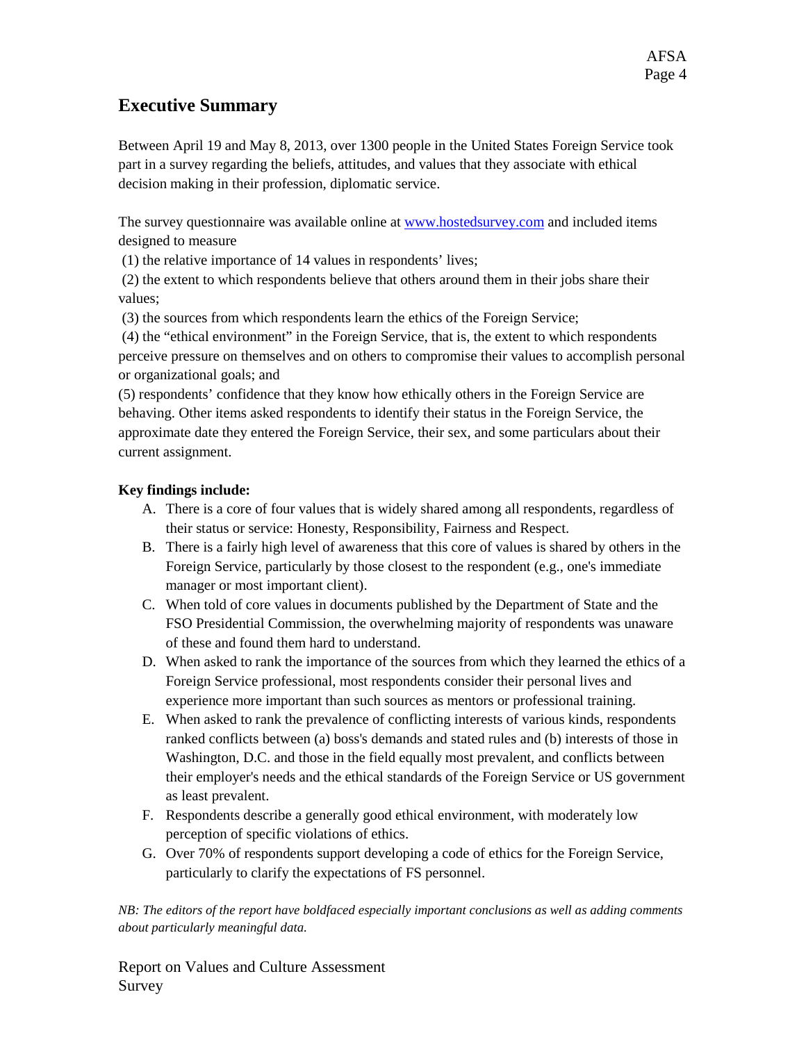## Executive Summary

Between April 19 and May 8, 2013, over 1300 people in the United States Foreign Service took part in a survey regarding the beliefs, attitudes, and values that they associate with ethical decision making in their profession, diplomatic service.

The survey questionnaire was available online at [www.hostedsurvey.com](www.hostedsurvey.com) and included items designed to measure

(1) the relative importance of 14 values in respondents' lives;

(2) the extent to which respondents believe that others around them in their jobs share their values;

(3) the sources from which respondents learn the ethics of the Foreign Service;

(4) the "ethical environment" in the Foreign Service, that is, the extent to which respondents perceive pressure on themselves and on others to compromise their values to accomplish personal or organizational goals; and

(5) respondents' confidence that they know how ethically others in the Foreign Service are behaving. Other items asked respondents to identify their status in the Foreign Service, the approximate date they entered the Foreign Service, their sex, and some particulars about their current assignment.

**Key findings include:**

A. There is a core of four values that is widely shared among all respondents, regardless of their status or service: Honesty, Responsibility, Fairness and Respect.

B. There is a fairly high level of awareness that this core of values is shared by others in the Foreign Service, particularly by those closest to the respondent (e.g., one's immediate manager or most important client).

C. When told of core values in documents published by the Department of State and the FSO Presidential Commission, the overwhelming majority of respondents was unaware of these and found them hard to understand.

D. When asked to rank the importance of the sources from which they learned the ethics of a Foreign Service professional, most respondents consider their personal lives and experience more important than such sources as mentors or professional training.

E. When asked to rank the prevalence of conflicting interests of various kinds, respondents ranked conflicts between (a) boss's demands and stated rules and (b) interests of those in Washington, D.C. and those in the field equally most prevalent, and conflicts between their employer's needs and the ethical standards of the Foreign Service or US government as least prevalent.

F. Respondents describe a generally good ethical environment, with moderately low perception of specific violations of ethics.

G. Over 70% of respondents support developing a code of ethics for the Foreign Service, particularly to clarify the expectations of FS personnel.

*NB: The editors of the report have boldfaced especially important conclusions as well as adding comments about particularly meaningful data.*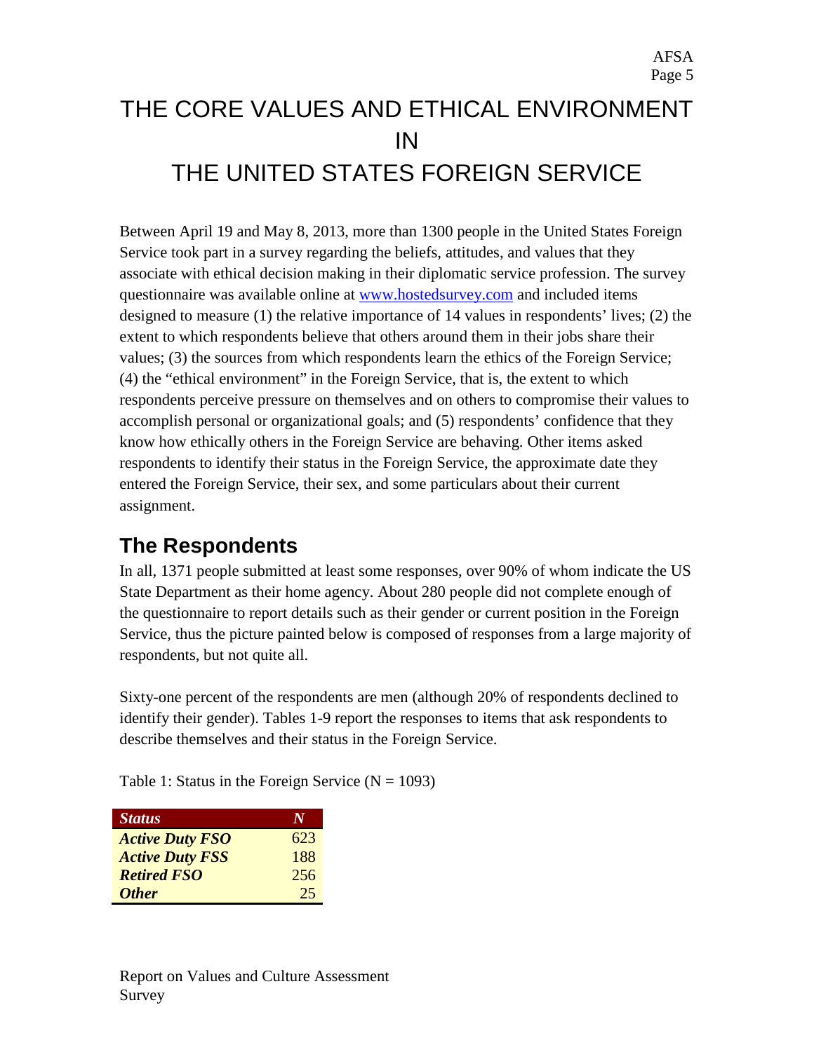# THE CORE VALUES AND ETHICAL ENVIRONMENT IN THE UNITED STATES FOREIGN SERVICE

Between April 19 and May 8, 2013, more than 1300 people in the United States Foreign Service took part in a survey regarding the beliefs, attitudes, and values that they associate with ethical decision making in their diplomatic service profession. The survey questionnaire was available online at www.hostedsurvey.com and included items designed to measure (1) the relative importance of 14 values in respondents' lives; (2) the extent to which respondents believe that others around them in their jobs share their values; (3) the sources from which respondents learn the ethics of the Foreign Service; (4) the "ethical environment" in the Foreign Service, that is, the extent to which respondents perceive pressure on themselves and on others to compromise their values to accomplish personal or organizational goals; and (5) respondents' confidence that they know how ethically others in the Foreign Service are behaving. Other items asked respondents to identify their status in the Foreign Service, the approximate date they entered the Foreign Service, their sex, and some particulars about their current assignment.

## The Respondents

In all, 1371 people submitted at least some responses, over 90% of whom indicate the US State Department as their home agency. About 280 people did not complete enough of the questionnaire to report details such as their gender or current position in the Foreign Service, thus the picture painted below is composed of responses from a large majority of respondents, but not quite all.

Sixty-one percent of the respondents are men (although 20% of respondents declined to identify their gender). Tables 1-9 report the responses to items that ask respondents to describe themselves and their status in the Foreign Service.

Table 1: Status in the Foreign Service (N = 1093)

| ***Status*** | ***N*** |
|---|---|
| ***Active Duty FSO*** | 623 |
| ***Active Duty FSS*** | 188 |
| ***Retired FSO*** | 256 |
| ***Other*** | 25 |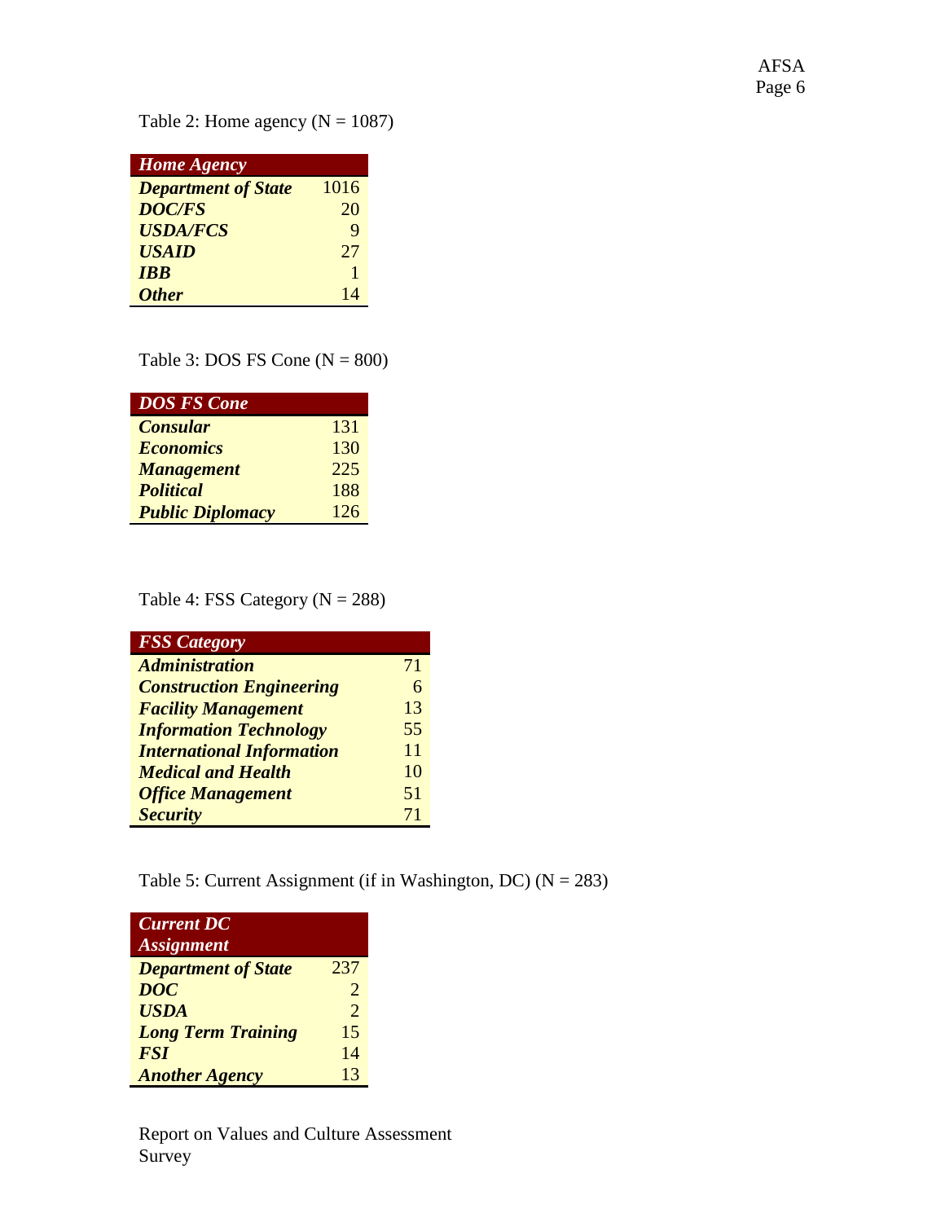Table 2: Home agency (N = 1087)

| *Home Agency* | |
|---|---|
| ***Department of State*** | 1016 |
| ***DOC/FS*** | 20 |
| ***USDA/FCS*** | 9 |
| ***USAID*** | 27 |
| ***IBB*** | 1 |
| ***Other*** | 14 |

Table 3: DOS FS Cone (N = 800)

| *DOS FS Cone* | |
|---|---|
| ***Consular*** | 131 |
| ***Economics*** | 130 |
| ***Management*** | 225 |
| ***Political*** | 188 |
| ***Public Diplomacy*** | 126 |

Table 4: FSS Category (N = 288)

| *FSS Category* | |
|---|---|
| ***Administration*** | 71 |
| ***Construction Engineering*** | 6 |
| ***Facility Management*** | 13 |
| ***Information Technology*** | 55 |
| ***International Information*** | 11 |
| ***Medical and Health*** | 10 |
| ***Office Management*** | 51 |
| ***Security*** | 71 |

Table 5: Current Assignment (if in Washington, DC) (N = 283)

| *Current DC Assignment* | |
|---|---|
| ***Department of State*** | 237 |
| ***DOC*** | 2 |
| ***USDA*** | 2 |
| ***Long Term Training*** | 15 |
| ***FSI*** | 14 |
| ***Another Agency*** | 13 |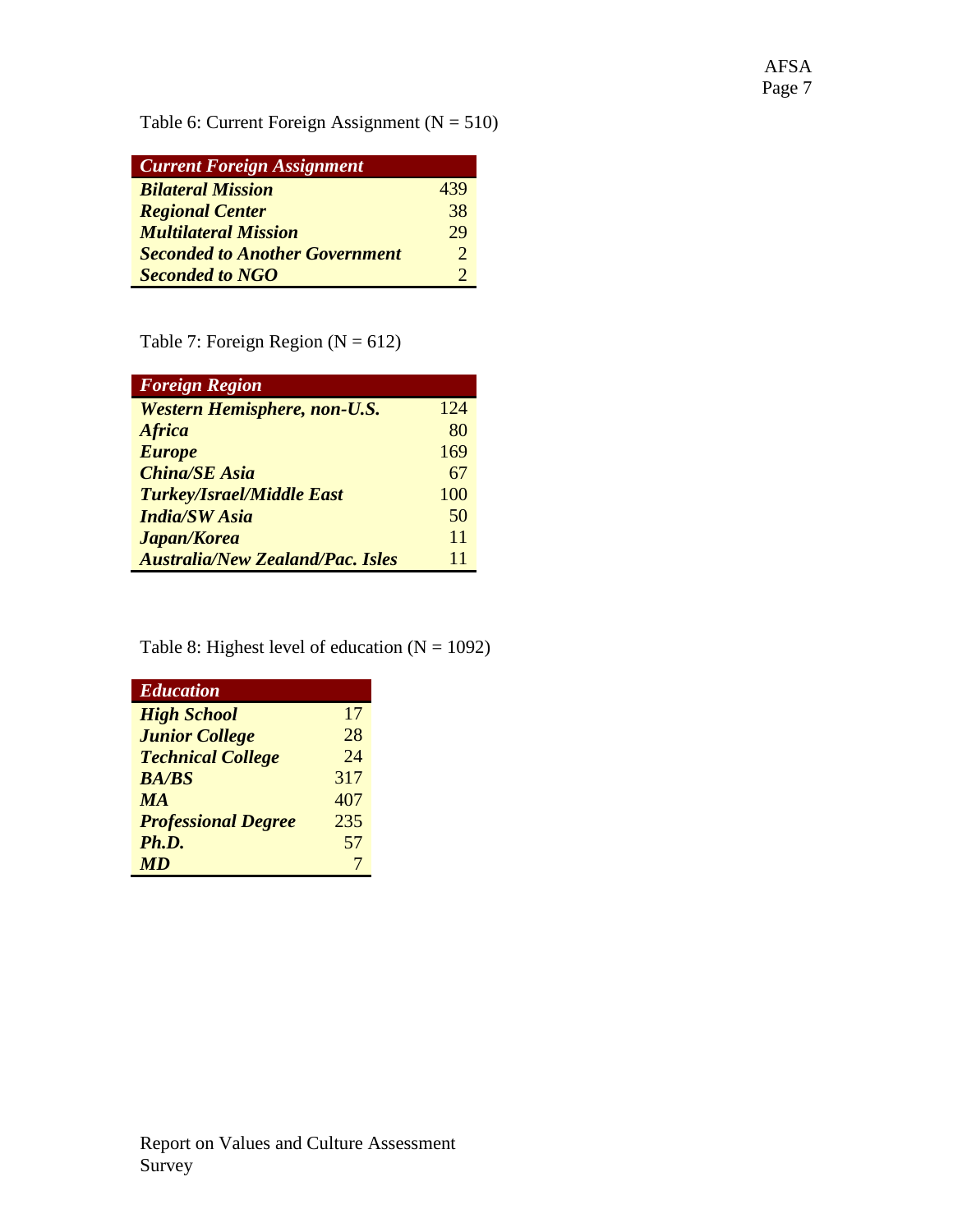Table 6: Current Foreign Assignment (N = 510)

| *Current Foreign Assignment* | |
|---|---|
| ***Bilateral Mission*** | 439 |
| ***Regional Center*** | 38 |
| ***Multilateral Mission*** | 29 |
| ***Seconded to Another Government*** | 2 |
| ***Seconded to NGO*** | 2 |

Table 7: Foreign Region (N = 612)

| *Foreign Region* | |
|---|---|
| ***Western Hemisphere, non-U.S.*** | 124 |
| ***Africa*** | 80 |
| ***Europe*** | 169 |
| ***China/SE Asia*** | 67 |
| ***Turkey/Israel/Middle East*** | 100 |
| ***India/SW Asia*** | 50 |
| ***Japan/Korea*** | 11 |
| ***Australia/New Zealand/Pac. Isles*** | 11 |

Table 8: Highest level of education (N = 1092)

| *Education* | |
|---|---|
| ***High School*** | 17 |
| ***Junior College*** | 28 |
| ***Technical College*** | 24 |
| ***BA/BS*** | 317 |
| ***MA*** | 407 |
| ***Professional Degree*** | 235 |
| ***Ph.D.*** | 57 |
| ***MD*** | 7 |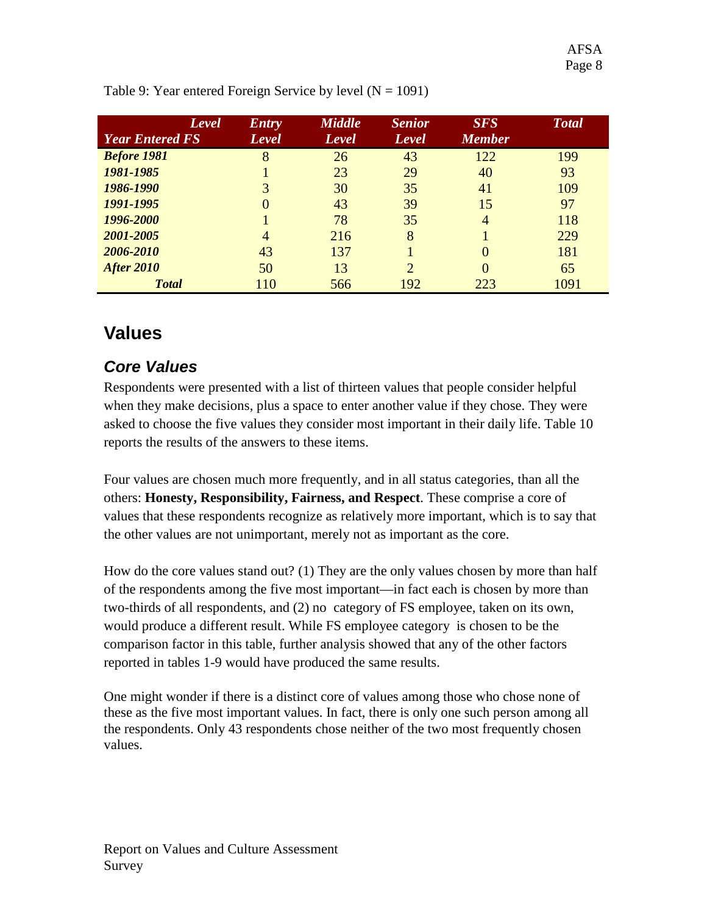Table 9: Year entered Foreign Service by level (N = 1091)

| Level / Year Entered FS | Entry Level | Middle Level | Senior Level | SFS Member | Total |
|---|---|---|---|---|---|
| ***Before 1981*** | 8 | 26 | 43 | 122 | 199 |
| ***1981-1985*** | 1 | 23 | 29 | 40 | 93 |
| ***1986-1990*** | 3 | 30 | 35 | 41 | 109 |
| ***1991-1995*** | 0 | 43 | 39 | 15 | 97 |
| ***1996-2000*** | 1 | 78 | 35 | 4 | 118 |
| ***2001-2005*** | 4 | 216 | 8 | 1 | 229 |
| ***2006-2010*** | 43 | 137 | 1 | 0 | 181 |
| ***After 2010*** | 50 | 13 | 2 | 0 | 65 |
| ***Total*** | 110 | 566 | 192 | 223 | 1091 |

# Values

## *Core Values*

Respondents were presented with a list of thirteen values that people consider helpful when they make decisions, plus a space to enter another value if they chose. They were asked to choose the five values they consider most important in their daily life. Table 10 reports the results of the answers to these items.

Four values are chosen much more frequently, and in all status categories, than all the others: **Honesty, Responsibility, Fairness, and Respect**. These comprise a core of values that these respondents recognize as relatively more important, which is to say that the other values are not unimportant, merely not as important as the core.

How do the core values stand out? (1) They are the only values chosen by more than half of the respondents among the five most important—in fact each is chosen by more than two-thirds of all respondents, and (2) no category of FS employee, taken on its own, would produce a different result. While FS employee category is chosen to be the comparison factor in this table, further analysis showed that any of the other factors reported in tables 1-9 would have produced the same results.

One might wonder if there is a distinct core of values among those who chose none of these as the five most important values. In fact, there is only one such person among all the respondents. Only 43 respondents chose neither of the two most frequently chosen values.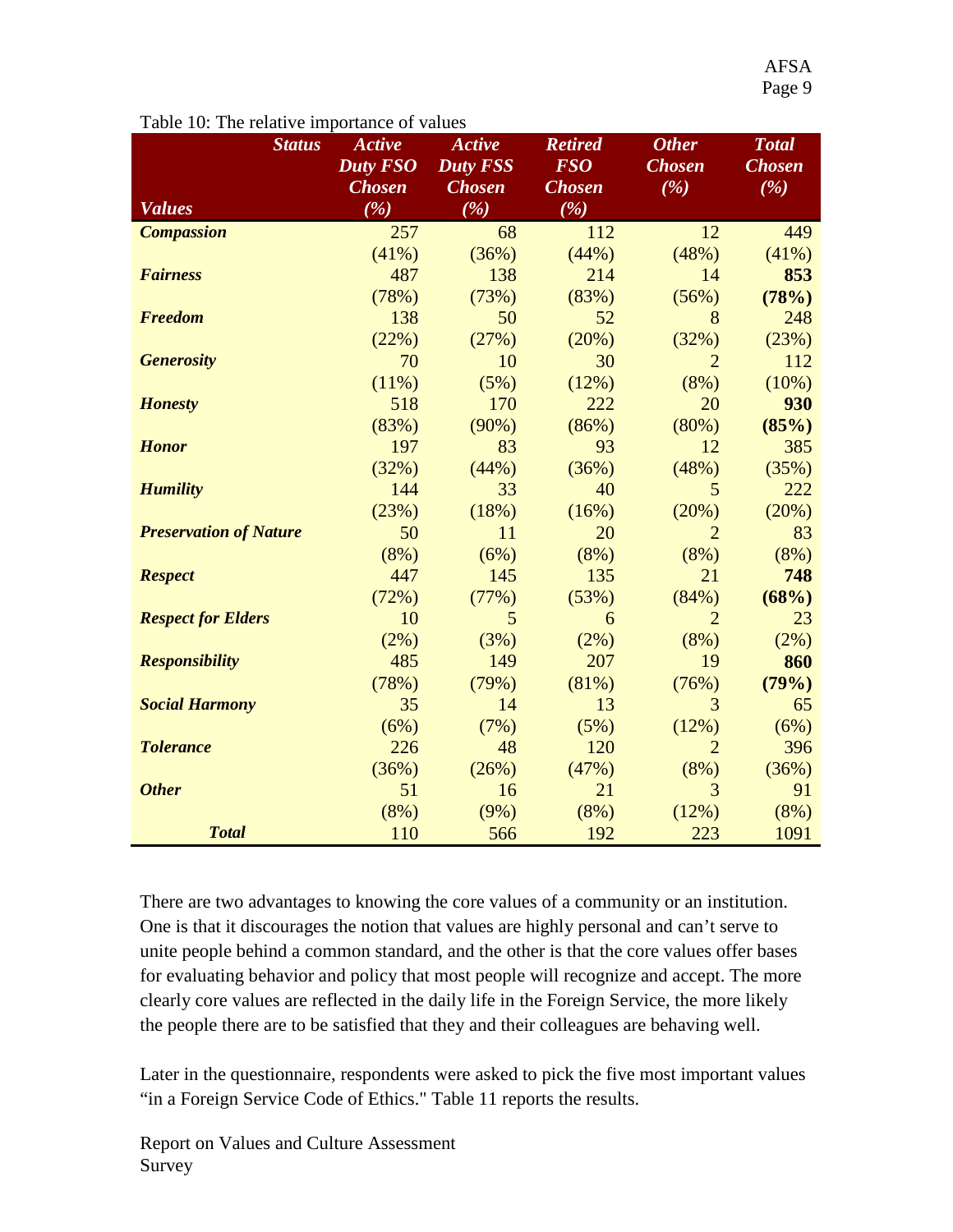Table 10: The relative importance of values

| Values / Status | Active Duty FSO Chosen (%) | Active Duty FSS Chosen (%) | Retired FSO Chosen (%) | Other Chosen (%) | Total Chosen (%) |
|---|---|---|---|---|---|
| ***Compassion*** | 257 (41%) | 68 (36%) | 112 (44%) | 12 (48%) | 449 (41%) |
| ***Fairness*** | 487 (78%) | 138 (73%) | 214 (83%) | 14 (56%) | **853 (78%)** |
| ***Freedom*** | 138 (22%) | 50 (27%) | 52 (20%) | 8 (32%) | 248 (23%) |
| ***Generosity*** | 70 (11%) | 10 (5%) | 30 (12%) | 2 (8%) | 112 (10%) |
| ***Honesty*** | 518 (83%) | 170 (90%) | 222 (86%) | 20 (80%) | **930 (85%)** |
| ***Honor*** | 197 (32%) | 83 (44%) | 93 (36%) | 12 (48%) | 385 (35%) |
| ***Humility*** | 144 (23%) | 33 (18%) | 40 (16%) | 5 (20%) | 222 (20%) |
| ***Preservation of Nature*** | 50 (8%) | 11 (6%) | 20 (8%) | 2 (8%) | 83 (8%) |
| ***Respect*** | 447 (72%) | 145 (77%) | 135 (53%) | 21 (84%) | **748 (68%)** |
| ***Respect for Elders*** | 10 (2%) | 5 (3%) | 6 (2%) | 2 (8%) | 23 (2%) |
| ***Responsibility*** | 485 (78%) | 149 (79%) | 207 (81%) | 19 (76%) | **860 (79%)** |
| ***Social Harmony*** | 35 (6%) | 14 (7%) | 13 (5%) | 3 (12%) | 65 (6%) |
| ***Tolerance*** | 226 (36%) | 48 (26%) | 120 (47%) | 2 (8%) | 396 (36%) |
| ***Other*** | 51 (8%) | 16 (9%) | 21 (8%) | 3 (12%) | 91 (8%) |
| ***Total*** | 110 | 566 | 192 | 223 | 1091 |

There are two advantages to knowing the core values of a community or an institution. One is that it discourages the notion that values are highly personal and can't serve to unite people behind a common standard, and the other is that the core values offer bases for evaluating behavior and policy that most people will recognize and accept. The more clearly core values are reflected in the daily life in the Foreign Service, the more likely the people there are to be satisfied that they and their colleagues are behaving well.

Later in the questionnaire, respondents were asked to pick the five most important values "in a Foreign Service Code of Ethics." Table 11 reports the results.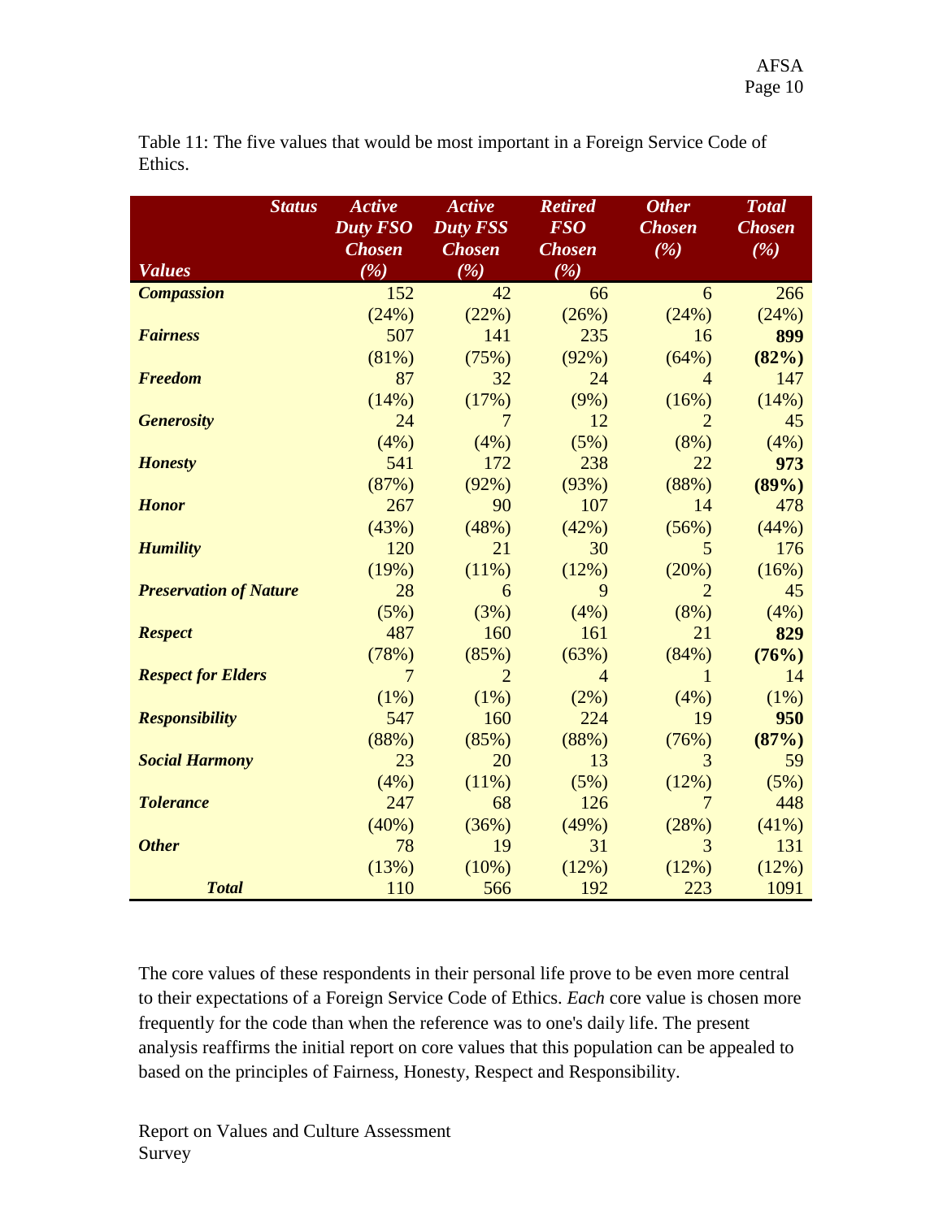Table 11: The five values that would be most important in a Foreign Service Code of Ethics.

| ***Values*** / ***Status*** | ***Active Duty FSO Chosen (%)*** | ***Active Duty FSS Chosen (%)*** | ***Retired FSO Chosen (%)*** | ***Other Chosen (%)*** | ***Total Chosen (%)*** |
|---|---|---|---|---|---|
| ***Compassion*** | 152 (24%) | 42 (22%) | 66 (26%) | 6 (24%) | 266 (24%) |
| ***Fairness*** | 507 (81%) | 141 (75%) | 235 (92%) | 16 (64%) | **899 (82%)** |
| ***Freedom*** | 87 (14%) | 32 (17%) | 24 (9%) | 4 (16%) | 147 (14%) |
| ***Generosity*** | 24 (4%) | 7 (4%) | 12 (5%) | 2 (8%) | 45 (4%) |
| ***Honesty*** | 541 (87%) | 172 (92%) | 238 (93%) | 22 (88%) | **973 (89%)** |
| ***Honor*** | 267 (43%) | 90 (48%) | 107 (42%) | 14 (56%) | 478 (44%) |
| ***Humility*** | 120 (19%) | 21 (11%) | 30 (12%) | 5 (20%) | 176 (16%) |
| ***Preservation of Nature*** | 28 (5%) | 6 (3%) | 9 (4%) | 2 (8%) | 45 (4%) |
| ***Respect*** | 487 (78%) | 160 (85%) | 161 (63%) | 21 (84%) | **829 (76%)** |
| ***Respect for Elders*** | 7 (1%) | 2 (1%) | 4 (2%) | 1 (4%) | 14 (1%) |
| ***Responsibility*** | 547 (88%) | 160 (85%) | 224 (88%) | 19 (76%) | **950 (87%)** |
| ***Social Harmony*** | 23 (4%) | 20 (11%) | 13 (5%) | 3 (12%) | 59 (5%) |
| ***Tolerance*** | 247 (40%) | 68 (36%) | 126 (49%) | 7 (28%) | 448 (41%) |
| ***Other*** | 78 (13%) | 19 (10%) | 31 (12%) | 3 (12%) | 131 (12%) |
| ***Total*** | 110 | 566 | 192 | 223 | 1091 |

The core values of these respondents in their personal life prove to be even more central to their expectations of a Foreign Service Code of Ethics. *Each* core value is chosen more frequently for the code than when the reference was to one's daily life. The present analysis reaffirms the initial report on core values that this population can be appealed to based on the principles of Fairness, Honesty, Respect and Responsibility.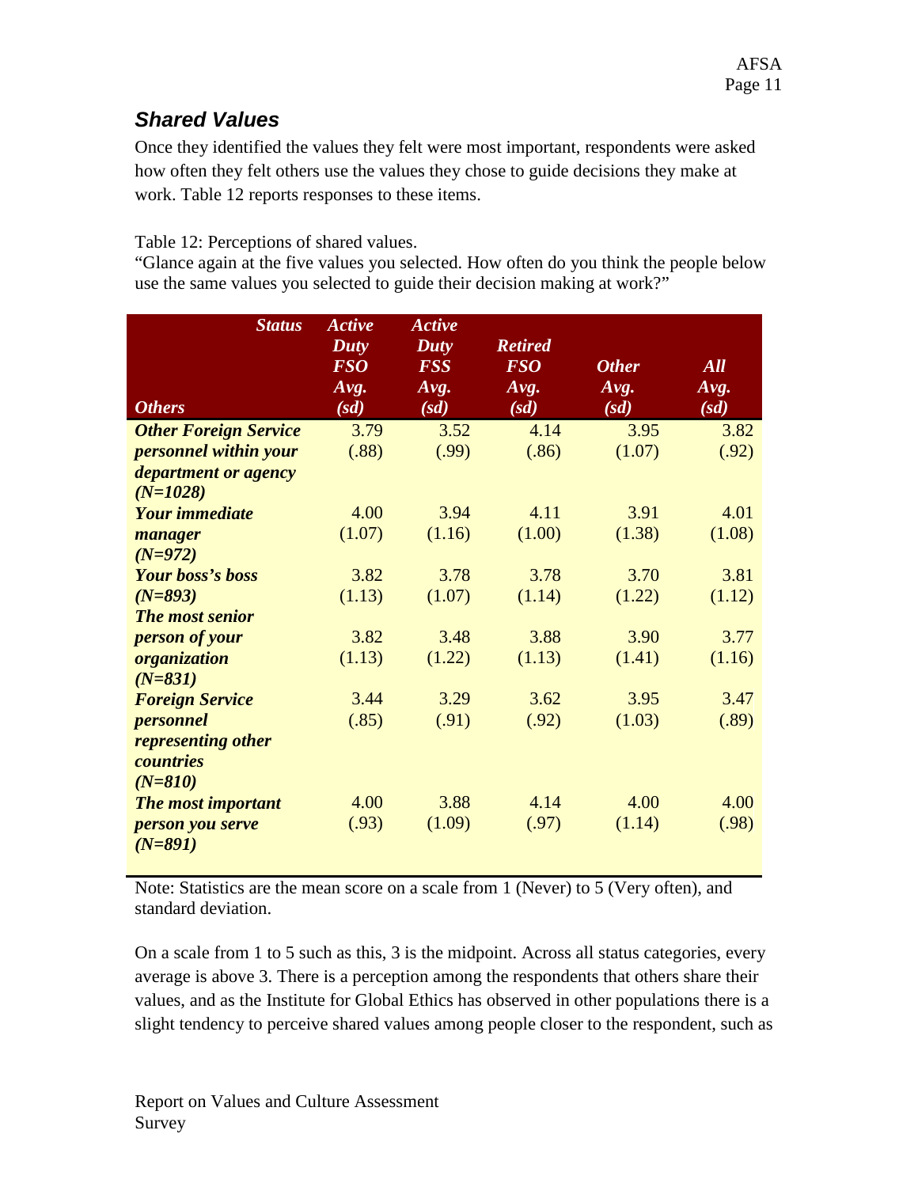## *Shared Values*

Once they identified the values they felt were most important, respondents were asked how often they felt others use the values they chose to guide decisions they make at work. Table 12 reports responses to these items.

Table 12: Perceptions of shared values.
"Glance again at the five values you selected. How often do you think the people below use the same values you selected to guide their decision making at work?"

| ***Status*** / ***Others*** | ***Active Duty FSO Avg. (sd)*** | ***Active Duty FSS Avg. (sd)*** | ***Retired FSO Avg. (sd)*** | ***Other Avg. (sd)*** | ***All Avg. (sd)*** |
|---|---|---|---|---|---|
| ***Other Foreign Service personnel within your department or agency (N=1028)*** | 3.79 (.88) | 3.52 (.99) | 4.14 (.86) | 3.95 (1.07) | 3.82 (.92) |
| ***Your immediate manager (N=972)*** | 4.00 (1.07) | 3.94 (1.16) | 4.11 (1.00) | 3.91 (1.38) | 4.01 (1.08) |
| ***Your boss's boss (N=893)*** | 3.82 (1.13) | 3.78 (1.07) | 3.78 (1.14) | 3.70 (1.22) | 3.81 (1.12) |
| ***The most senior person of your organization (N=831)*** | 3.82 (1.13) | 3.48 (1.22) | 3.88 (1.13) | 3.90 (1.41) | 3.77 (1.16) |
| ***Foreign Service personnel representing other countries (N=810)*** | 3.44 (.85) | 3.29 (.91) | 3.62 (.92) | 3.95 (1.03) | 3.47 (.89) |
| ***The most important person you serve (N=891)*** | 4.00 (.93) | 3.88 (1.09) | 4.14 (.97) | 4.00 (1.14) | 4.00 (.98) |

Note: Statistics are the mean score on a scale from 1 (Never) to 5 (Very often), and standard deviation.

On a scale from 1 to 5 such as this, 3 is the midpoint. Across all status categories, every average is above 3. There is a perception among the respondents that others share their values, and as the Institute for Global Ethics has observed in other populations there is a slight tendency to perceive shared values among people closer to the respondent, such as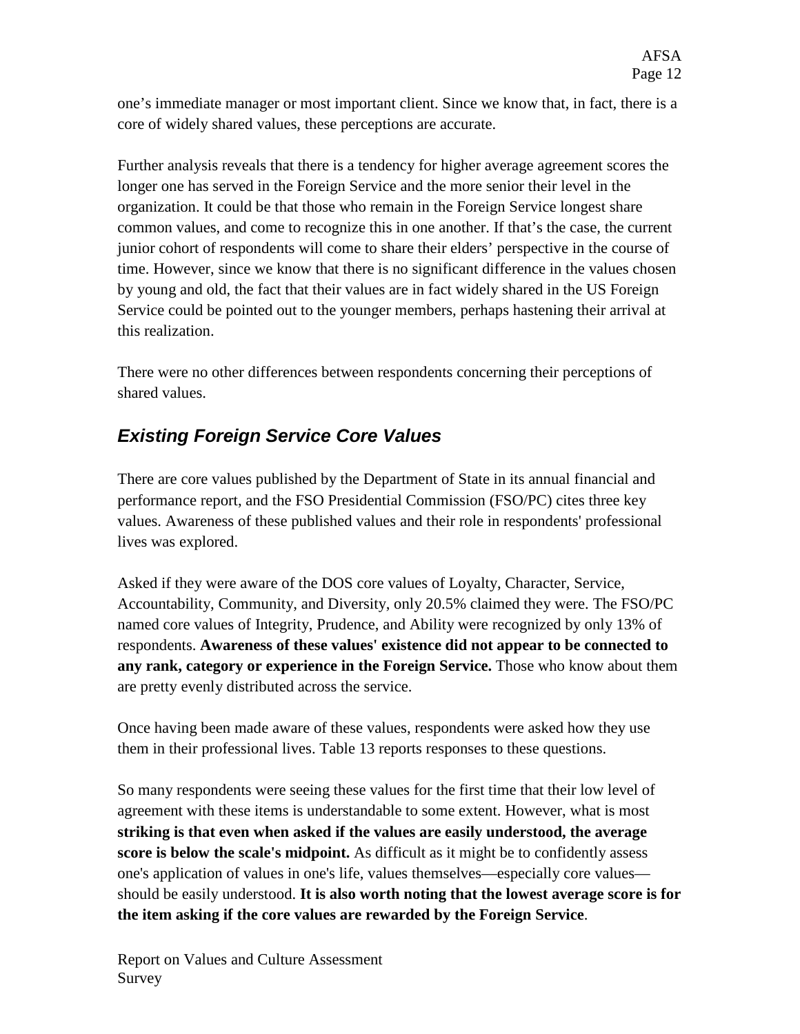one's immediate manager or most important client. Since we know that, in fact, there is a core of widely shared values, these perceptions are accurate.

Further analysis reveals that there is a tendency for higher average agreement scores the longer one has served in the Foreign Service and the more senior their level in the organization. It could be that those who remain in the Foreign Service longest share common values, and come to recognize this in one another. If that's the case, the current junior cohort of respondents will come to share their elders' perspective in the course of time. However, since we know that there is no significant difference in the values chosen by young and old, the fact that their values are in fact widely shared in the US Foreign Service could be pointed out to the younger members, perhaps hastening their arrival at this realization.

There were no other differences between respondents concerning their perceptions of shared values.

## *Existing Foreign Service Core Values*

There are core values published by the Department of State in its annual financial and performance report, and the FSO Presidential Commission (FSO/PC) cites three key values. Awareness of these published values and their role in respondents' professional lives was explored.

Asked if they were aware of the DOS core values of Loyalty, Character, Service, Accountability, Community, and Diversity, only 20.5% claimed they were. The FSO/PC named core values of Integrity, Prudence, and Ability were recognized by only 13% of respondents. **Awareness of these values' existence did not appear to be connected to any rank, category or experience in the Foreign Service.** Those who know about them are pretty evenly distributed across the service.

Once having been made aware of these values, respondents were asked how they use them in their professional lives. Table 13 reports responses to these questions.

So many respondents were seeing these values for the first time that their low level of agreement with these items is understandable to some extent. However, what is most **striking is that even when asked if the values are easily understood, the average score is below the scale's midpoint.** As difficult as it might be to confidently assess one's application of values in one's life, values themselves—especially core values—should be easily understood. **It is also worth noting that the lowest average score is for the item asking if the core values are rewarded by the Foreign Service**.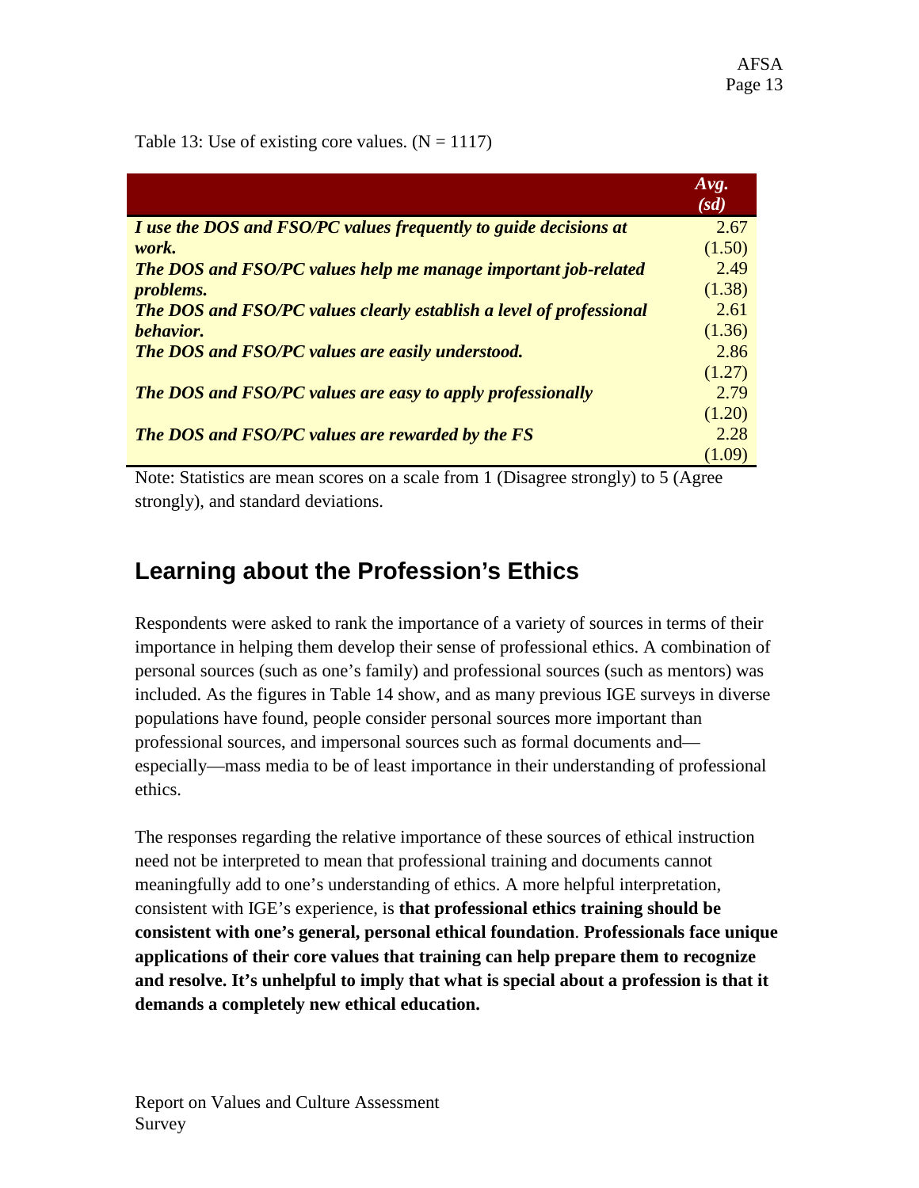Table 13: Use of existing core values. (N = 1117)

| | *Avg. (sd)* |
|---|---|
| ***I use the DOS and FSO/PC values frequently to guide decisions at work.*** | 2.67 (1.50) |
| ***The DOS and FSO/PC values help me manage important job-related problems.*** | 2.49 (1.38) |
| ***The DOS and FSO/PC values clearly establish a level of professional behavior.*** | 2.61 (1.36) |
| ***The DOS and FSO/PC values are easily understood.*** | 2.86 (1.27) |
| ***The DOS and FSO/PC values are easy to apply professionally*** | 2.79 (1.20) |
| ***The DOS and FSO/PC values are rewarded by the FS*** | 2.28 (1.09) |

Note: Statistics are mean scores on a scale from 1 (Disagree strongly) to 5 (Agree strongly), and standard deviations.

## Learning about the Profession's Ethics

Respondents were asked to rank the importance of a variety of sources in terms of their importance in helping them develop their sense of professional ethics. A combination of personal sources (such as one's family) and professional sources (such as mentors) was included. As the figures in Table 14 show, and as many previous IGE surveys in diverse populations have found, people consider personal sources more important than professional sources, and impersonal sources such as formal documents and—especially—mass media to be of least importance in their understanding of professional ethics.

The responses regarding the relative importance of these sources of ethical instruction need not be interpreted to mean that professional training and documents cannot meaningfully add to one's understanding of ethics. A more helpful interpretation, consistent with IGE's experience, is **that professional ethics training should be consistent with one's general, personal ethical foundation**. **Professionals face unique applications of their core values that training can help prepare them to recognize and resolve. It's unhelpful to imply that what is special about a profession is that it demands a completely new ethical education.**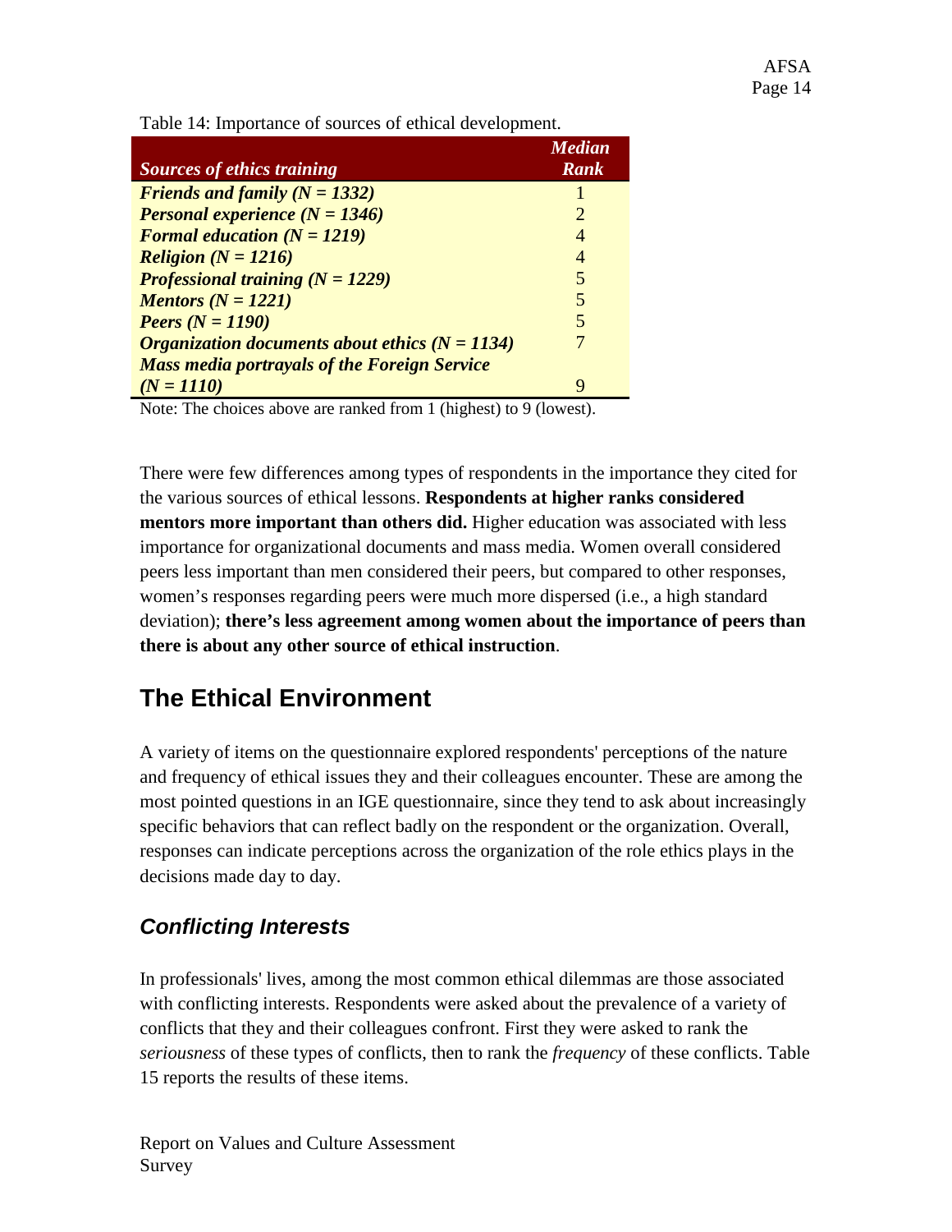Table 14: Importance of sources of ethical development.

| *Sources of ethics training* | *Median Rank* |
|---|---|
| ***Friends and family (N = 1332)*** | 1 |
| ***Personal experience (N = 1346)*** | 2 |
| ***Formal education (N = 1219)*** | 4 |
| ***Religion (N = 1216)*** | 4 |
| ***Professional training (N = 1229)*** | 5 |
| ***Mentors (N = 1221)*** | 5 |
| ***Peers (N = 1190)*** | 5 |
| ***Organization documents about ethics (N = 1134)*** | 7 |
| ***Mass media portrayals of the Foreign Service (N = 1110)*** | 9 |

Note: The choices above are ranked from 1 (highest) to 9 (lowest).

There were few differences among types of respondents in the importance they cited for the various sources of ethical lessons. **Respondents at higher ranks considered mentors more important than others did.** Higher education was associated with less importance for organizational documents and mass media. Women overall considered peers less important than men considered their peers, but compared to other responses, women's responses regarding peers were much more dispersed (i.e., a high standard deviation); **there's less agreement among women about the importance of peers than there is about any other source of ethical instruction**.

## The Ethical Environment

A variety of items on the questionnaire explored respondents' perceptions of the nature and frequency of ethical issues they and their colleagues encounter. These are among the most pointed questions in an IGE questionnaire, since they tend to ask about increasingly specific behaviors that can reflect badly on the respondent or the organization. Overall, responses can indicate perceptions across the organization of the role ethics plays in the decisions made day to day.

### *Conflicting Interests*

In professionals' lives, among the most common ethical dilemmas are those associated with conflicting interests. Respondents were asked about the prevalence of a variety of conflicts that they and their colleagues confront. First they were asked to rank the *seriousness* of these types of conflicts, then to rank the *frequency* of these conflicts. Table 15 reports the results of these items.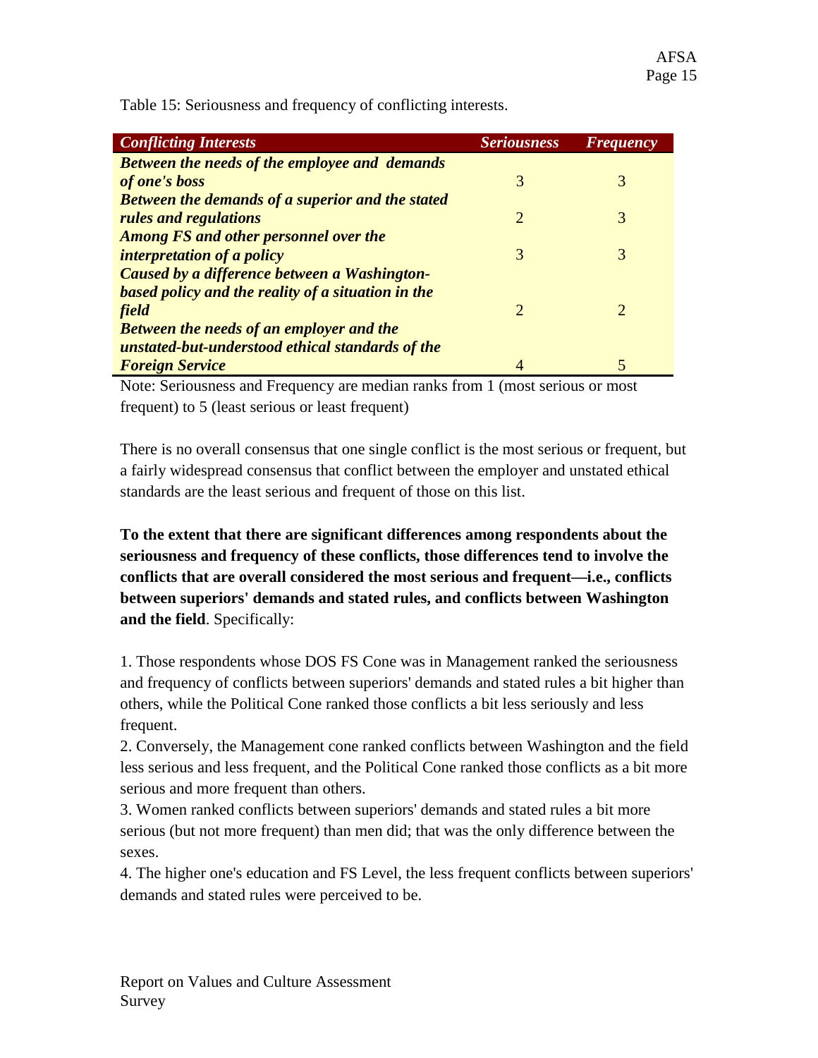Table 15: Seriousness and frequency of conflicting interests.

| *Conflicting Interests* | *Seriousness* | *Frequency* |
|---|---|---|
| ***Between the needs of the employee and demands of one's boss*** | 3 | 3 |
| ***Between the demands of a superior and the stated rules and regulations*** | 2 | 3 |
| ***Among FS and other personnel over the interpretation of a policy*** | 3 | 3 |
| ***Caused by a difference between a Washington-based policy and the reality of a situation in the field*** | 2 | 2 |
| ***Between the needs of an employer and the unstated-but-understood ethical standards of the Foreign Service*** | 4 | 5 |

Note: Seriousness and Frequency are median ranks from 1 (most serious or most frequent) to 5 (least serious or least frequent)

There is no overall consensus that one single conflict is the most serious or frequent, but a fairly widespread consensus that conflict between the employer and unstated ethical standards are the least serious and frequent of those on this list.

**To the extent that there are significant differences among respondents about the seriousness and frequency of these conflicts, those differences tend to involve the conflicts that are overall considered the most serious and frequent—i.e., conflicts between superiors' demands and stated rules, and conflicts between Washington and the field**. Specifically:

1. Those respondents whose DOS FS Cone was in Management ranked the seriousness and frequency of conflicts between superiors' demands and stated rules a bit higher than others, while the Political Cone ranked those conflicts a bit less seriously and less frequent.
2. Conversely, the Management cone ranked conflicts between Washington and the field less serious and less frequent, and the Political Cone ranked those conflicts as a bit more serious and more frequent than others.
3. Women ranked conflicts between superiors' demands and stated rules a bit more serious (but not more frequent) than men did; that was the only difference between the sexes.
4. The higher one's education and FS Level, the less frequent conflicts between superiors' demands and stated rules were perceived to be.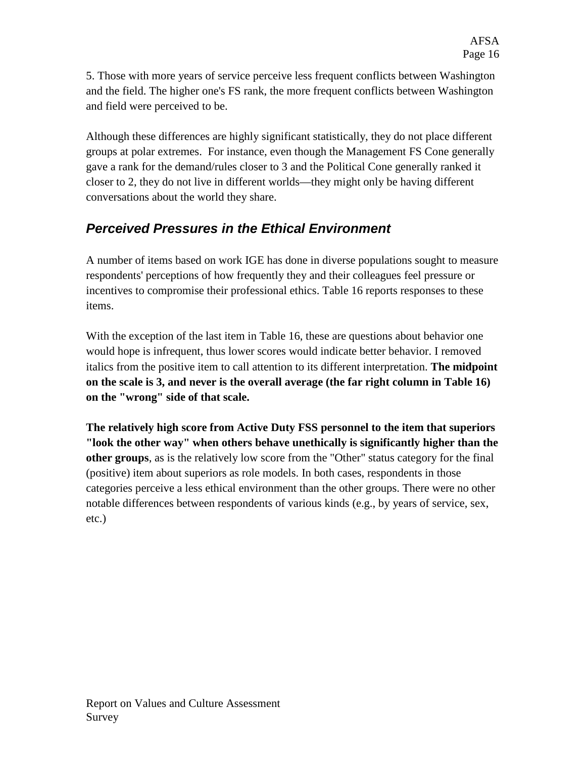5. Those with more years of service perceive less frequent conflicts between Washington and the field. The higher one's FS rank, the more frequent conflicts between Washington and field were perceived to be.

Although these differences are highly significant statistically, they do not place different groups at polar extremes. For instance, even though the Management FS Cone generally gave a rank for the demand/rules closer to 3 and the Political Cone generally ranked it closer to 2, they do not live in different worlds—they might only be having different conversations about the world they share.

## *Perceived Pressures in the Ethical Environment*

A number of items based on work IGE has done in diverse populations sought to measure respondents' perceptions of how frequently they and their colleagues feel pressure or incentives to compromise their professional ethics. Table 16 reports responses to these items.

With the exception of the last item in Table 16, these are questions about behavior one would hope is infrequent, thus lower scores would indicate better behavior. I removed italics from the positive item to call attention to its different interpretation. **The midpoint on the scale is 3, and never is the overall average (the far right column in Table 16) on the "wrong" side of that scale.**

**The relatively high score from Active Duty FSS personnel to the item that superiors "look the other way" when others behave unethically is significantly higher than the other groups**, as is the relatively low score from the "Other" status category for the final (positive) item about superiors as role models. In both cases, respondents in those categories perceive a less ethical environment than the other groups. There were no other notable differences between respondents of various kinds (e.g., by years of service, sex, etc.)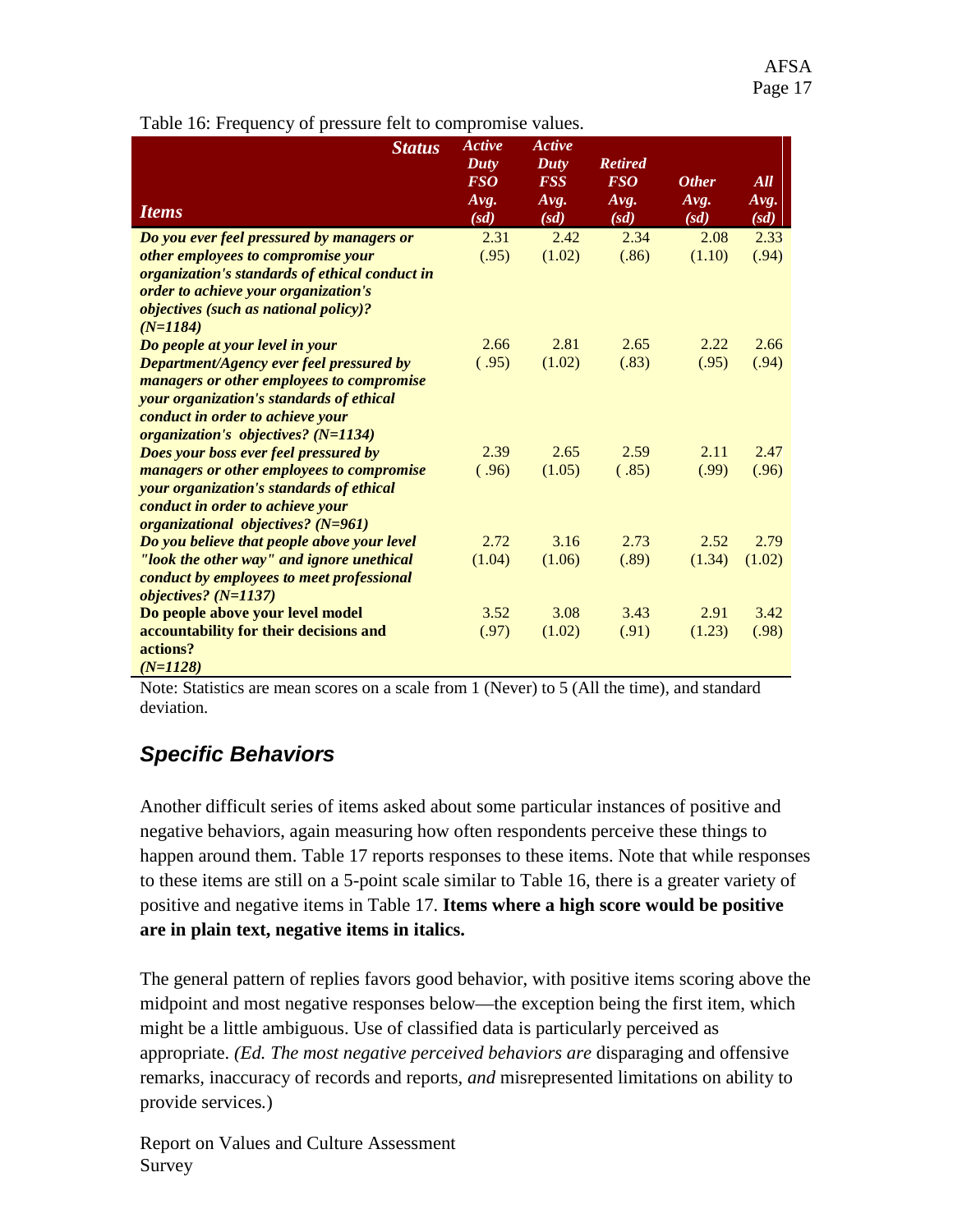Table 16: Frequency of pressure felt to compromise values.

| ***Items*** / ***Status*** | ***Active Duty FSO Avg. (sd)*** | ***Active Duty FSS Avg. (sd)*** | ***Retired FSO Avg. (sd)*** | ***Other Avg. (sd)*** | ***All Avg. (sd)*** |
|---|---|---|---|---|---|
| ***Do you ever feel pressured by managers or other employees to compromise your organization's standards of ethical conduct in order to achieve your organization's objectives (such as national policy)? (N=1184)*** | 2.31 (.95) | 2.42 (1.02) | 2.34 (.86) | 2.08 (1.10) | 2.33 (.94) |
| ***Do people at your level in your Department/Agency ever feel pressured by managers or other employees to compromise your organization's standards of ethical conduct in order to achieve your organization's objectives? (N=1134)*** | 2.66 ( .95) | 2.81 (1.02) | 2.65 (.83) | 2.22 (.95) | 2.66 (.94) |
| ***Does your boss ever feel pressured by managers or other employees to compromise your organization's standards of ethical conduct in order to achieve your organizational objectives? (N=961)*** | 2.39 ( .96) | 2.65 (1.05) | 2.59 ( .85) | 2.11 (.99) | 2.47 (.96) |
| ***Do you believe that people above your level "look the other way" and ignore unethical conduct by employees to meet professional objectives? (N=1137)*** | 2.72 (1.04) | 3.16 (1.06) | 2.73 (.89) | 2.52 (1.34) | 2.79 (1.02) |
| **Do people above your level model accountability for their decisions and actions?** ***(N=1128)*** | 3.52 (.97) | 3.08 (1.02) | 3.43 (.91) | 2.91 (1.23) | 3.42 (.98) |

Note: Statistics are mean scores on a scale from 1 (Never) to 5 (All the time), and standard deviation.

## *Specific Behaviors*

Another difficult series of items asked about some particular instances of positive and negative behaviors, again measuring how often respondents perceive these things to happen around them. Table 17 reports responses to these items. Note that while responses to these items are still on a 5-point scale similar to Table 16, there is a greater variety of positive and negative items in Table 17. **Items where a high score would be positive are in plain text, negative items in italics.**

The general pattern of replies favors good behavior, with positive items scoring above the midpoint and most negative responses below—the exception being the first item, which might be a little ambiguous. Use of classified data is particularly perceived as appropriate. *(Ed. The most negative perceived behaviors are* disparaging and offensive remarks, inaccuracy of records and reports, *and* misrepresented limitations on ability to provide services*.*)

Report on Values and Culture Assessment Survey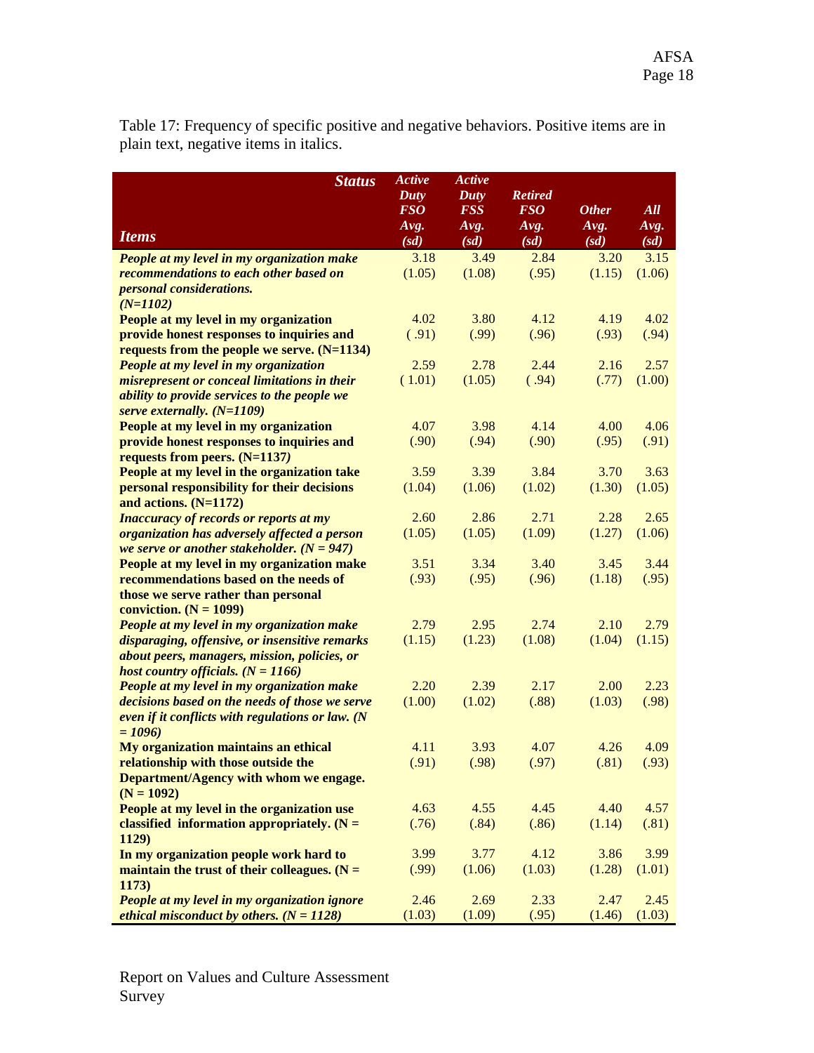Table 17: Frequency of specific positive and negative behaviors. Positive items are in plain text, negative items in italics.

| ***Items*** / ***Status*** | ***Active Duty FSO Avg. (sd)*** | ***Active Duty FSS Avg. (sd)*** | ***Retired FSO Avg. (sd)*** | ***Other Avg. (sd)*** | ***All Avg. (sd)*** |
|---|---|---|---|---|---|
| ***People at my level in my organization make recommendations to each other based on personal considerations. (N=1102)*** | 3.18 (1.05) | 3.49 (1.08) | 2.84 (.95) | 3.20 (1.15) | 3.15 (1.06) |
| **People at my level in my organization provide honest responses to inquiries and requests from the people we serve. (N=1134)** | 4.02 ( .91) | 3.80 (.99) | 4.12 (.96) | 4.19 (.93) | 4.02 (.94) |
| ***People at my level in my organization misrepresent or conceal limitations in their ability to provide services to the people we serve externally. (N=1109)*** | 2.59 ( 1.01) | 2.78 (1.05) | 2.44 ( .94) | 2.16 (.77) | 2.57 (1.00) |
| **People at my level in my organization provide honest responses to inquiries and requests from peers. (N=1137)** | 4.07 (.90) | 3.98 (.94) | 4.14 (.90) | 4.00 (.95) | 4.06 (.91) |
| **People at my level in the organization take personal responsibility for their decisions and actions. (N=1172)** | 3.59 (1.04) | 3.39 (1.06) | 3.84 (1.02) | 3.70 (1.30) | 3.63 (1.05) |
| ***Inaccuracy of records or reports at my organization has adversely affected a person we serve or another stakeholder. (N = 947)*** | 2.60 (1.05) | 2.86 (1.05) | 2.71 (1.09) | 2.28 (1.27) | 2.65 (1.06) |
| **People at my level in my organization make recommendations based on the needs of those we serve rather than personal conviction. (N = 1099)** | 3.51 (.93) | 3.34 (.95) | 3.40 (.96) | 3.45 (1.18) | 3.44 (.95) |
| ***People at my level in my organization make disparaging, offensive, or insensitive remarks about peers, managers, mission, policies, or host country officials. (N = 1166)*** | 2.79 (1.15) | 2.95 (1.23) | 2.74 (1.08) | 2.10 (1.04) | 2.79 (1.15) |
| ***People at my level in my organization make decisions based on the needs of those we serve even if it conflicts with regulations or law. (N = 1096)*** | 2.20 (1.00) | 2.39 (1.02) | 2.17 (.88) | 2.00 (1.03) | 2.23 (.98) |
| **My organization maintains an ethical relationship with those outside the Department/Agency with whom we engage. (N = 1092)** | 4.11 (.91) | 3.93 (.98) | 4.07 (.97) | 4.26 (.81) | 4.09 (.93) |
| **People at my level in the organization use classified information appropriately. (N = 1129)** | 4.63 (.76) | 4.55 (.84) | 4.45 (.86) | 4.40 (1.14) | 4.57 (.81) |
| **In my organization people work hard to maintain the trust of their colleagues. (N = 1173)** | 3.99 (.99) | 3.77 (1.06) | 4.12 (1.03) | 3.86 (1.28) | 3.99 (1.01) |
| ***People at my level in my organization ignore ethical misconduct by others. (N = 1128)*** | 2.46 (1.03) | 2.69 (1.09) | 2.33 (.95) | 2.47 (1.46) | 2.45 (1.03) |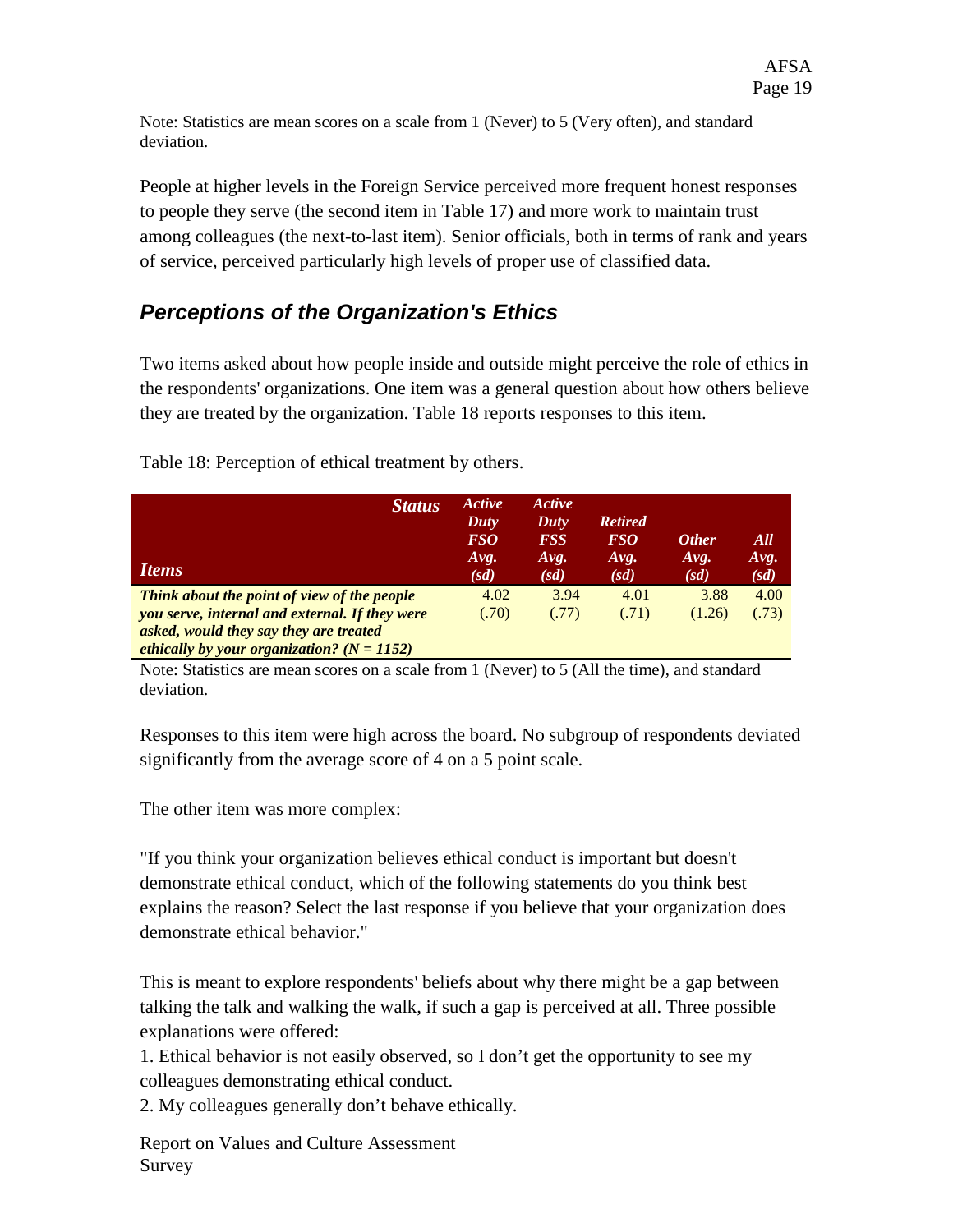Note: Statistics are mean scores on a scale from 1 (Never) to 5 (Very often), and standard deviation.

People at higher levels in the Foreign Service perceived more frequent honest responses to people they serve (the second item in Table 17) and more work to maintain trust among colleagues (the next-to-last item). Senior officials, both in terms of rank and years of service, perceived particularly high levels of proper use of classified data.

## *Perceptions of the Organization's Ethics*

Two items asked about how people inside and outside might perceive the role of ethics in the respondents' organizations. One item was a general question about how others believe they are treated by the organization. Table 18 reports responses to this item.

Table 18: Perception of ethical treatment by others.

| ***Items*** / ***Status*** | ***Active Duty FSO Avg. (sd)*** | ***Active Duty FSS Avg. (sd)*** | ***Retired FSO Avg. (sd)*** | ***Other Avg. (sd)*** | ***All Avg. (sd)*** |
|---|---|---|---|---|---|
| ***Think about the point of view of the people you serve, internal and external. If they were asked, would they say they are treated ethically by your organization? (N = 1152)*** | 4.02 (.70) | 3.94 (.77) | 4.01 (.71) | 3.88 (1.26) | 4.00 (.73) |

Note: Statistics are mean scores on a scale from 1 (Never) to 5 (All the time), and standard deviation.

Responses to this item were high across the board. No subgroup of respondents deviated significantly from the average score of 4 on a 5 point scale.

The other item was more complex:

"If you think your organization believes ethical conduct is important but doesn't demonstrate ethical conduct, which of the following statements do you think best explains the reason? Select the last response if you believe that your organization does demonstrate ethical behavior."

This is meant to explore respondents' beliefs about why there might be a gap between talking the talk and walking the walk, if such a gap is perceived at all. Three possible explanations were offered:

1. Ethical behavior is not easily observed, so I don't get the opportunity to see my colleagues demonstrating ethical conduct.
2. My colleagues generally don't behave ethically.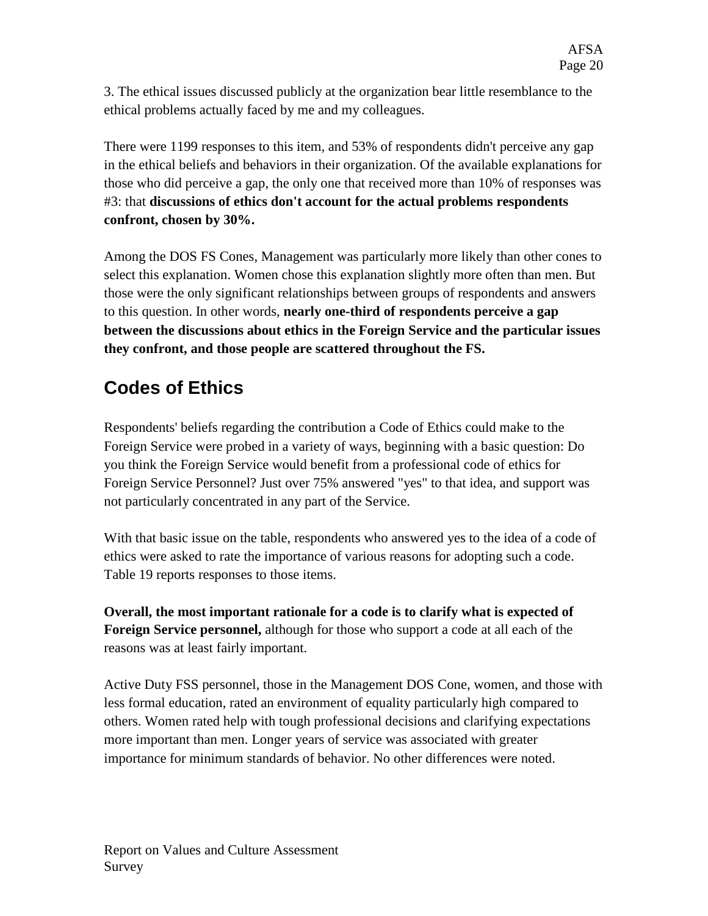3. The ethical issues discussed publicly at the organization bear little resemblance to the ethical problems actually faced by me and my colleagues.

There were 1199 responses to this item, and 53% of respondents didn't perceive any gap in the ethical beliefs and behaviors in their organization. Of the available explanations for those who did perceive a gap, the only one that received more than 10% of responses was #3: that **discussions of ethics don't account for the actual problems respondents confront, chosen by 30%.**

Among the DOS FS Cones, Management was particularly more likely than other cones to select this explanation. Women chose this explanation slightly more often than men. But those were the only significant relationships between groups of respondents and answers to this question. In other words, **nearly one-third of respondents perceive a gap between the discussions about ethics in the Foreign Service and the particular issues they confront, and those people are scattered throughout the FS.**

## Codes of Ethics

Respondents' beliefs regarding the contribution a Code of Ethics could make to the Foreign Service were probed in a variety of ways, beginning with a basic question: Do you think the Foreign Service would benefit from a professional code of ethics for Foreign Service Personnel? Just over 75% answered "yes" to that idea, and support was not particularly concentrated in any part of the Service.

With that basic issue on the table, respondents who answered yes to the idea of a code of ethics were asked to rate the importance of various reasons for adopting such a code. Table 19 reports responses to those items.

**Overall, the most important rationale for a code is to clarify what is expected of Foreign Service personnel,** although for those who support a code at all each of the reasons was at least fairly important.

Active Duty FSS personnel, those in the Management DOS Cone, women, and those with less formal education, rated an environment of equality particularly high compared to others. Women rated help with tough professional decisions and clarifying expectations more important than men. Longer years of service was associated with greater importance for minimum standards of behavior. No other differences were noted.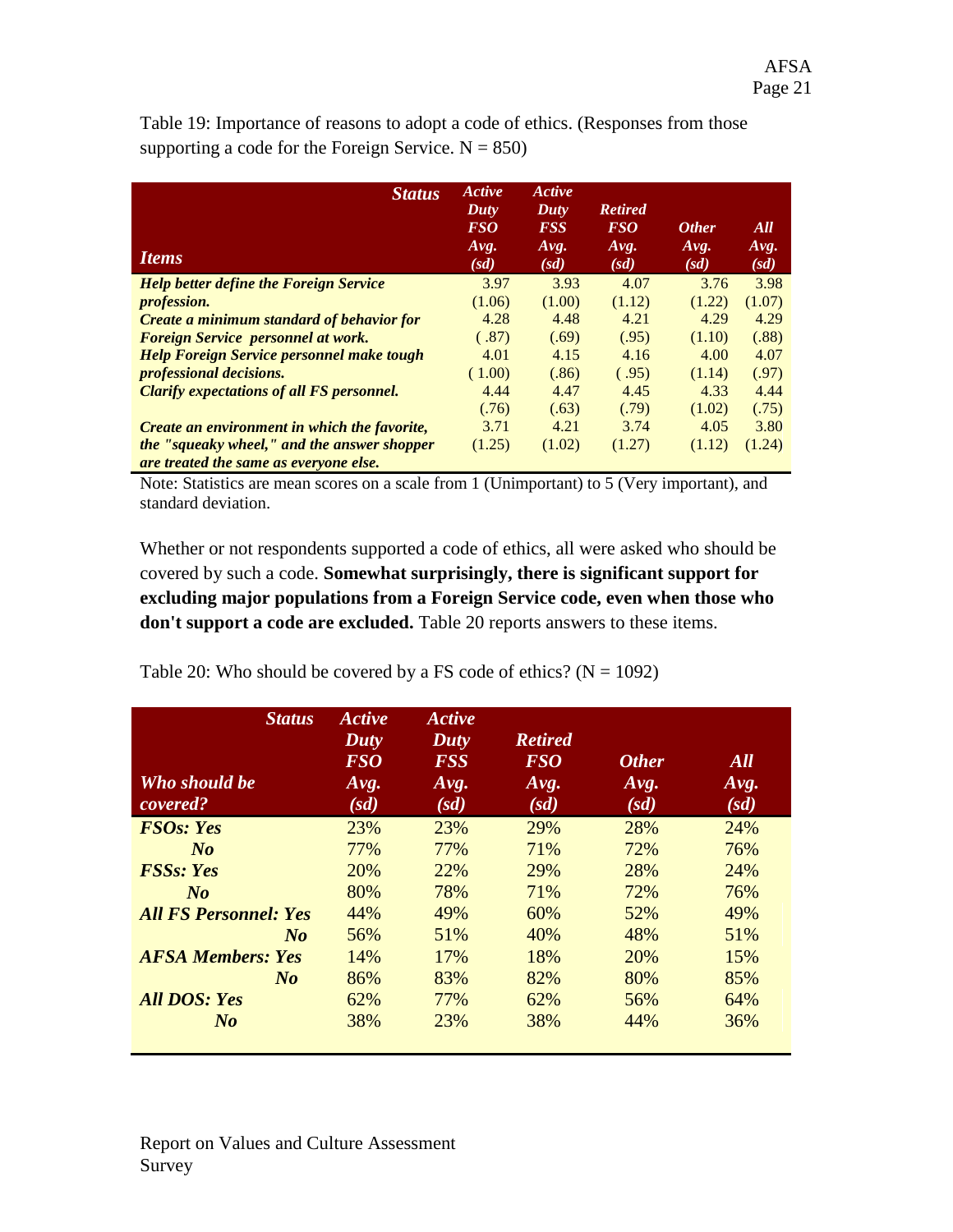Table 19: Importance of reasons to adopt a code of ethics. (Responses from those supporting a code for the Foreign Service. N = 850)

| *Items* / *Status* | *Active Duty FSO Avg. (sd)* | *Active Duty FSS Avg. (sd)* | *Retired FSO Avg. (sd)* | *Other Avg. (sd)* | *All Avg. (sd)* |
|---|---|---|---|---|---|
| ***Help better define the Foreign Service profession.*** | 3.97 (1.06) | 3.93 (1.00) | 4.07 (1.12) | 3.76 (1.22) | 3.98 (1.07) |
| ***Create a minimum standard of behavior for Foreign Service personnel at work.*** | 4.28 (.87) | 4.48 (.69) | 4.21 (.95) | 4.29 (1.10) | 4.29 (.88) |
| ***Help Foreign Service personnel make tough professional decisions.*** | 4.01 (1.00) | 4.15 (.86) | 4.16 (.95) | 4.00 (1.14) | 4.07 (.97) |
| ***Clarify expectations of all FS personnel.*** | 4.44 (.76) | 4.47 (.63) | 4.45 (.79) | 4.33 (1.02) | 4.44 (.75) |
| ***Create an environment in which the favorite, the "squeaky wheel," and the answer shopper are treated the same as everyone else.*** | 3.71 (1.25) | 4.21 (1.02) | 3.74 (1.27) | 4.05 (1.12) | 3.80 (1.24) |

Note: Statistics are mean scores on a scale from 1 (Unimportant) to 5 (Very important), and standard deviation.

Whether or not respondents supported a code of ethics, all were asked who should be covered by such a code. **Somewhat surprisingly, there is significant support for excluding major populations from a Foreign Service code, even when those who don't support a code are excluded.** Table 20 reports answers to these items.

Table 20: Who should be covered by a FS code of ethics? (N = 1092)

| *Who should be covered?* / *Status* | *Active Duty FSO Avg. (sd)* | *Active Duty FSS Avg. (sd)* | *Retired FSO Avg. (sd)* | *Other Avg. (sd)* | *All Avg. (sd)* |
|---|---|---|---|---|---|
| ***FSOs: Yes*** | 23% | 23% | 29% | 28% | 24% |
| ***No*** | 77% | 77% | 71% | 72% | 76% |
| ***FSSs: Yes*** | 20% | 22% | 29% | 28% | 24% |
| ***No*** | 80% | 78% | 71% | 72% | 76% |
| ***All FS Personnel: Yes*** | 44% | 49% | 60% | 52% | 49% |
| ***No*** | 56% | 51% | 40% | 48% | 51% |
| ***AFSA Members: Yes*** | 14% | 17% | 18% | 20% | 15% |
| ***No*** | 86% | 83% | 82% | 80% | 85% |
| ***All DOS: Yes*** | 62% | 77% | 62% | 56% | 64% |
| ***No*** | 38% | 23% | 38% | 44% | 36% |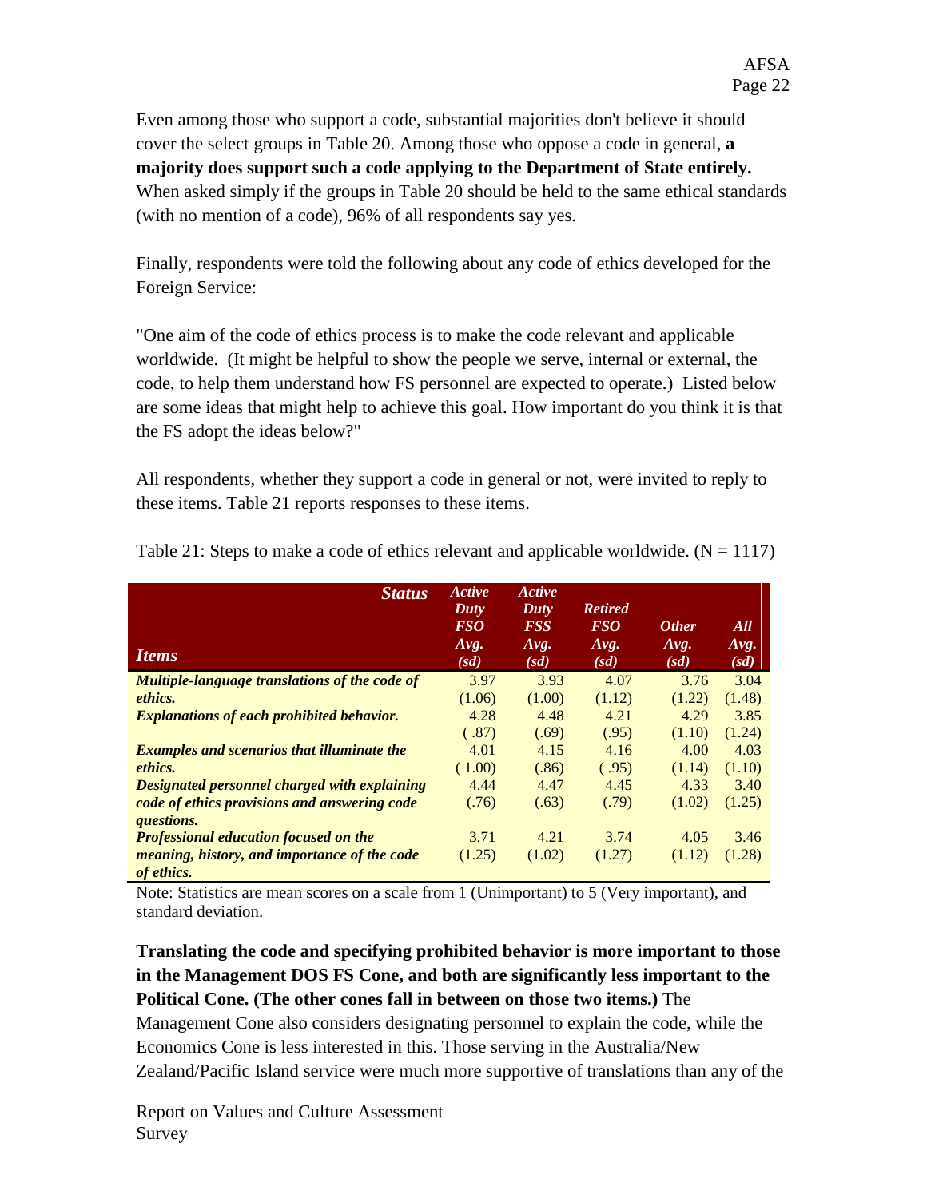Even among those who support a code, substantial majorities don't believe it should cover the select groups in Table 20. Among those who oppose a code in general, **a majority does support such a code applying to the Department of State entirely.** When asked simply if the groups in Table 20 should be held to the same ethical standards (with no mention of a code), 96% of all respondents say yes.

Finally, respondents were told the following about any code of ethics developed for the Foreign Service:

"One aim of the code of ethics process is to make the code relevant and applicable worldwide. (It might be helpful to show the people we serve, internal or external, the code, to help them understand how FS personnel are expected to operate.) Listed below are some ideas that might help to achieve this goal. How important do you think it is that the FS adopt the ideas below?"

All respondents, whether they support a code in general or not, were invited to reply to these items. Table 21 reports responses to these items.

Table 21: Steps to make a code of ethics relevant and applicable worldwide. (N = 1117)

| ***Status*** / ***Items*** | ***Active Duty FSO Avg. (sd)*** | ***Active Duty FSS Avg. (sd)*** | ***Retired FSO Avg. (sd)*** | ***Other Avg. (sd)*** | ***All Avg. (sd)*** |
|---|---|---|---|---|---|
| ***Multiple-language translations of the code of ethics.*** | 3.97 (1.06) | 3.93 (1.00) | 4.07 (1.12) | 3.76 (1.22) | 3.04 (1.48) |
| ***Explanations of each prohibited behavior.*** | 4.28 (.87) | 4.48 (.69) | 4.21 (.95) | 4.29 (1.10) | 3.85 (1.24) |
| ***Examples and scenarios that illuminate the ethics.*** | 4.01 (1.00) | 4.15 (.86) | 4.16 (.95) | 4.00 (1.14) | 4.03 (1.10) |
| ***Designated personnel charged with explaining code of ethics provisions and answering code questions.*** | 4.44 (.76) | 4.47 (.63) | 4.45 (.79) | 4.33 (1.02) | 3.40 (1.25) |
| ***Professional education focused on the meaning, history, and importance of the code of ethics.*** | 3.71 (1.25) | 4.21 (1.02) | 3.74 (1.27) | 4.05 (1.12) | 3.46 (1.28) |

Note: Statistics are mean scores on a scale from 1 (Unimportant) to 5 (Very important), and standard deviation.

**Translating the code and specifying prohibited behavior is more important to those in the Management DOS FS Cone, and both are significantly less important to the Political Cone. (The other cones fall in between on those two items.)** The Management Cone also considers designating personnel to explain the code, while the Economics Cone is less interested in this. Those serving in the Australia/New Zealand/Pacific Island service were much more supportive of translations than any of the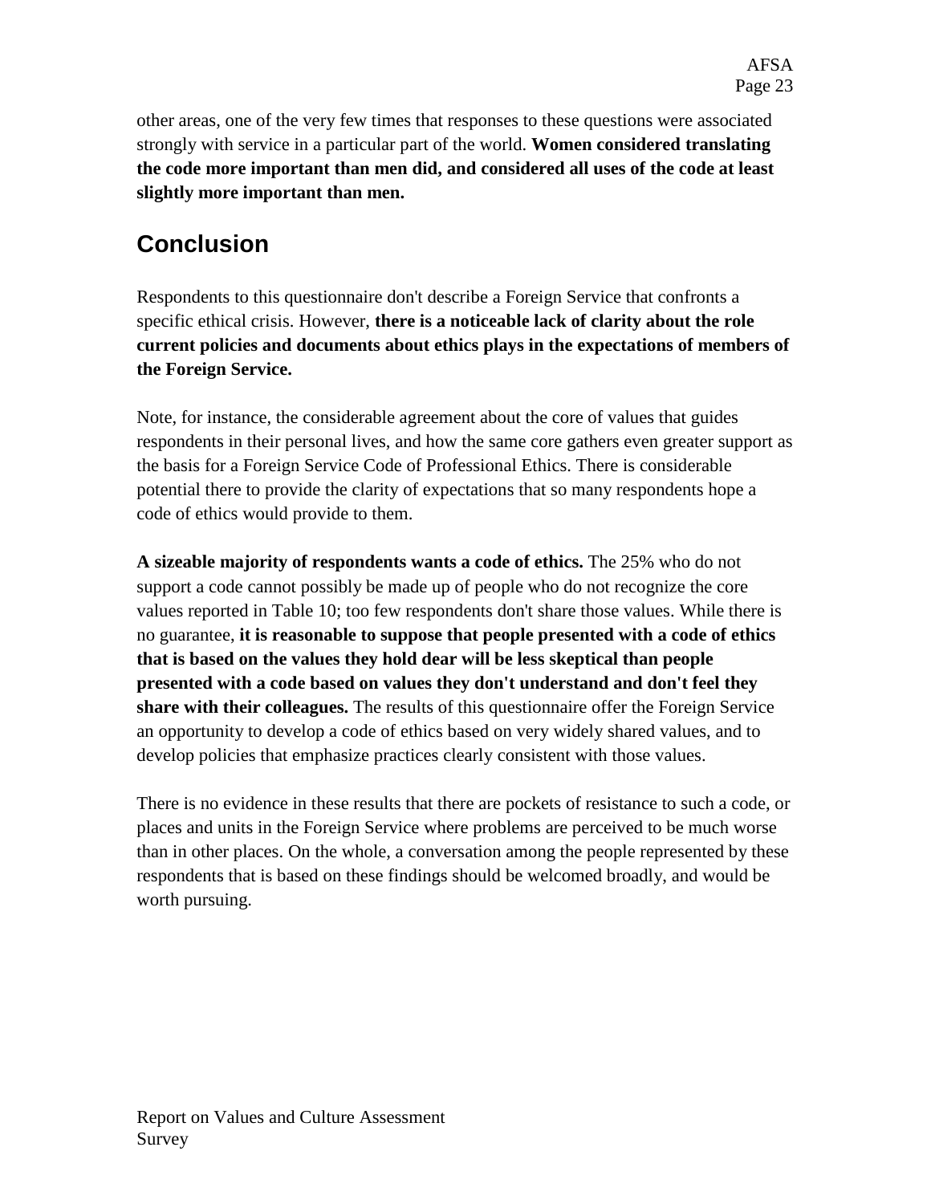other areas, one of the very few times that responses to these questions were associated strongly with service in a particular part of the world. **Women considered translating the code more important than men did, and considered all uses of the code at least slightly more important than men.**

## Conclusion

Respondents to this questionnaire don't describe a Foreign Service that confronts a specific ethical crisis. However, **there is a noticeable lack of clarity about the role current policies and documents about ethics plays in the expectations of members of the Foreign Service.**

Note, for instance, the considerable agreement about the core of values that guides respondents in their personal lives, and how the same core gathers even greater support as the basis for a Foreign Service Code of Professional Ethics. There is considerable potential there to provide the clarity of expectations that so many respondents hope a code of ethics would provide to them.

**A sizeable majority of respondents wants a code of ethics.** The 25% who do not support a code cannot possibly be made up of people who do not recognize the core values reported in Table 10; too few respondents don't share those values. While there is no guarantee, **it is reasonable to suppose that people presented with a code of ethics that is based on the values they hold dear will be less skeptical than people presented with a code based on values they don't understand and don't feel they share with their colleagues.** The results of this questionnaire offer the Foreign Service an opportunity to develop a code of ethics based on very widely shared values, and to develop policies that emphasize practices clearly consistent with those values.

There is no evidence in these results that there are pockets of resistance to such a code, or places and units in the Foreign Service where problems are perceived to be much worse than in other places. On the whole, a conversation among the people represented by these respondents that is based on these findings should be welcomed broadly, and would be worth pursuing.